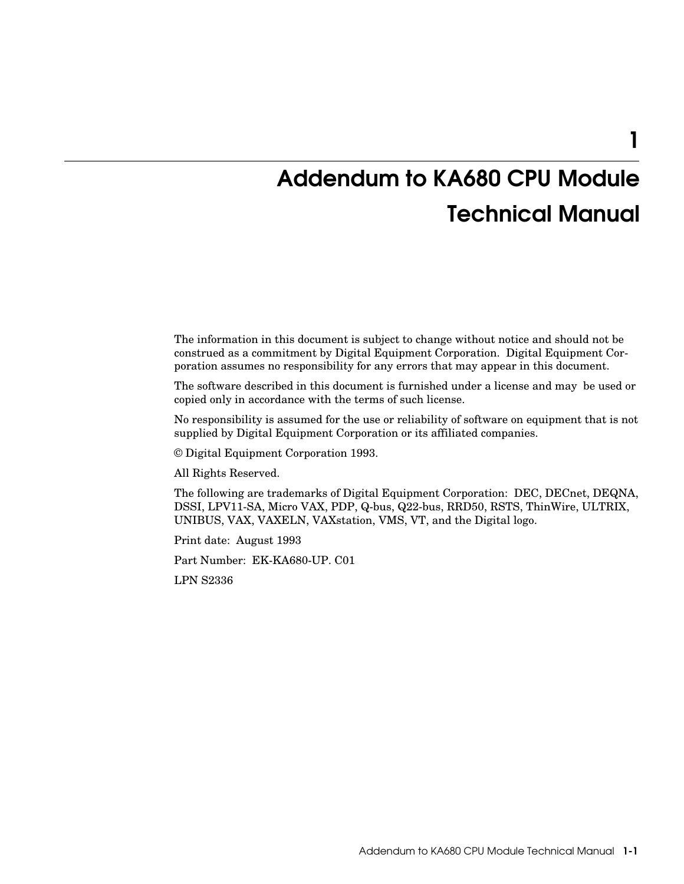# 1 Addendum to KA680 CPU Module Technical Manual

The information in this document is subject to change without notice and should not be construed as a commitment by Digital Equipment Corporation. Digital Equipment Corporation assumes no responsibility for any errors that may appear in this document.

The software described in this document is furnished under a license and may be used or copied only in accordance with the terms of such license.

No responsibility is assumed for the use or reliability of software on equipment that is not supplied by Digital Equipment Corporation or its affiliated companies.

© Digital Equipment Corporation 1993.

All Rights Reserved.

The following are trademarks of Digital Equipment Corporation: DEC, DECnet, DEQNA, DSSI, LPV11-SA, Micro VAX, PDP, Q-bus, Q22-bus, RRD50, RSTS, ThinWire, ULTRIX, UNIBUS, VAX, VAXELN, VAXstation, VMS, VT, and the Digital logo.

Print date: August 1993

Part Number: EK-KA680-UP. C01

LPN S2336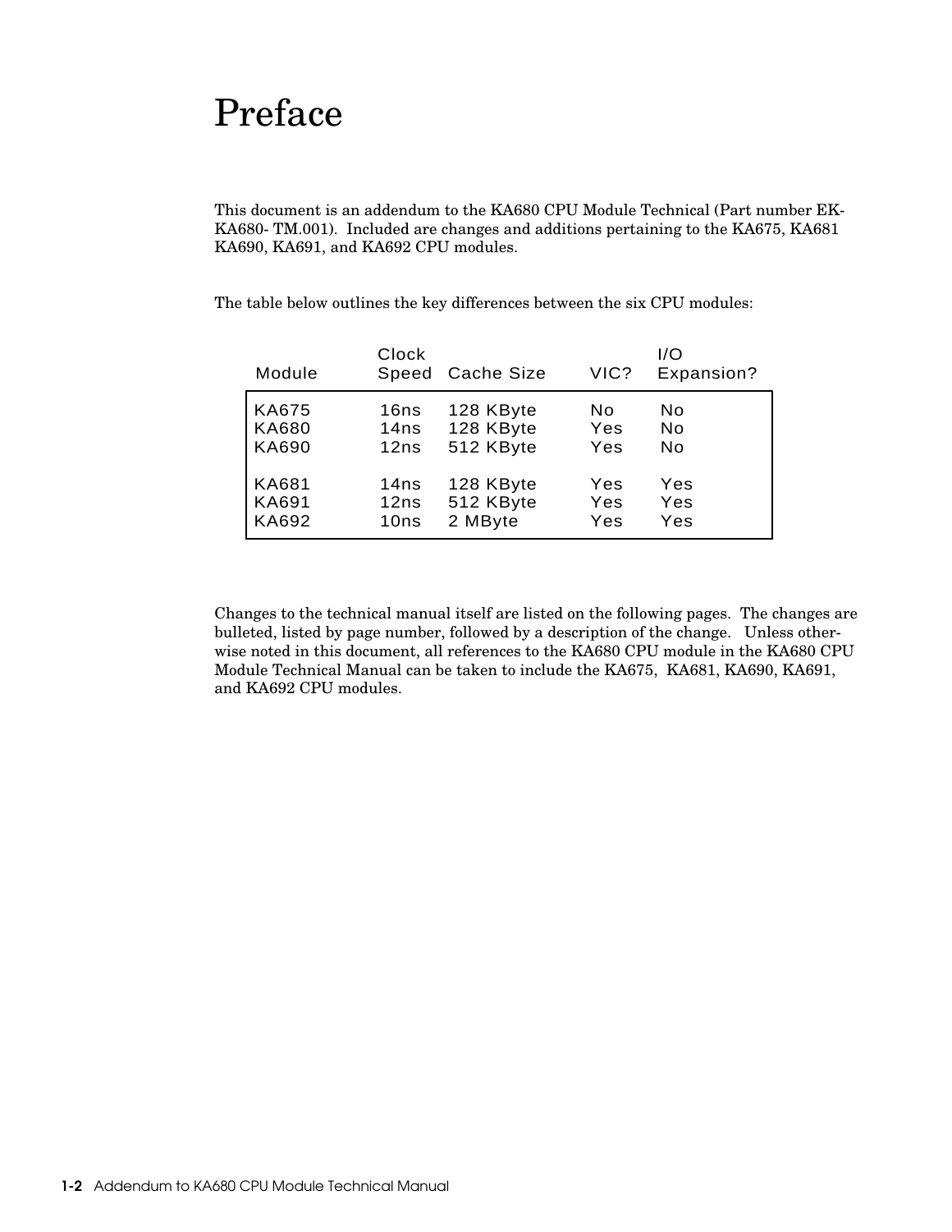# Preface

This document is an addendum to the KA680 CPU Module Technical (Part number EK-KA680- TM.001). Included are changes and additions pertaining to the KA675, KA681 KA690, KA691, and KA692 CPU modules.

The table below outlines the key differences between the six CPU modules:

| Module | Clock Speed | Cache Size | VIC? | I/O Expansion? |
|---|---|---|---|---|
| KA675 | 16ns | 128 KByte | No | No |
| KA680 | 14ns | 128 KByte | Yes | No |
| KA690 | 12ns | 512 KByte | Yes | No |
| KA681 | 14ns | 128 KByte | Yes | Yes |
| KA691 | 12ns | 512 KByte | Yes | Yes |
| KA692 | 10ns | 2 MByte | Yes | Yes |

Changes to the technical manual itself are listed on the following pages. The changes are bulleted, listed by page number, followed by a description of the change. Unless otherwise noted in this document, all references to the KA680 CPU module in the KA680 CPU Module Technical Manual can be taken to include the KA675, KA681, KA690, KA691, and KA692 CPU modules.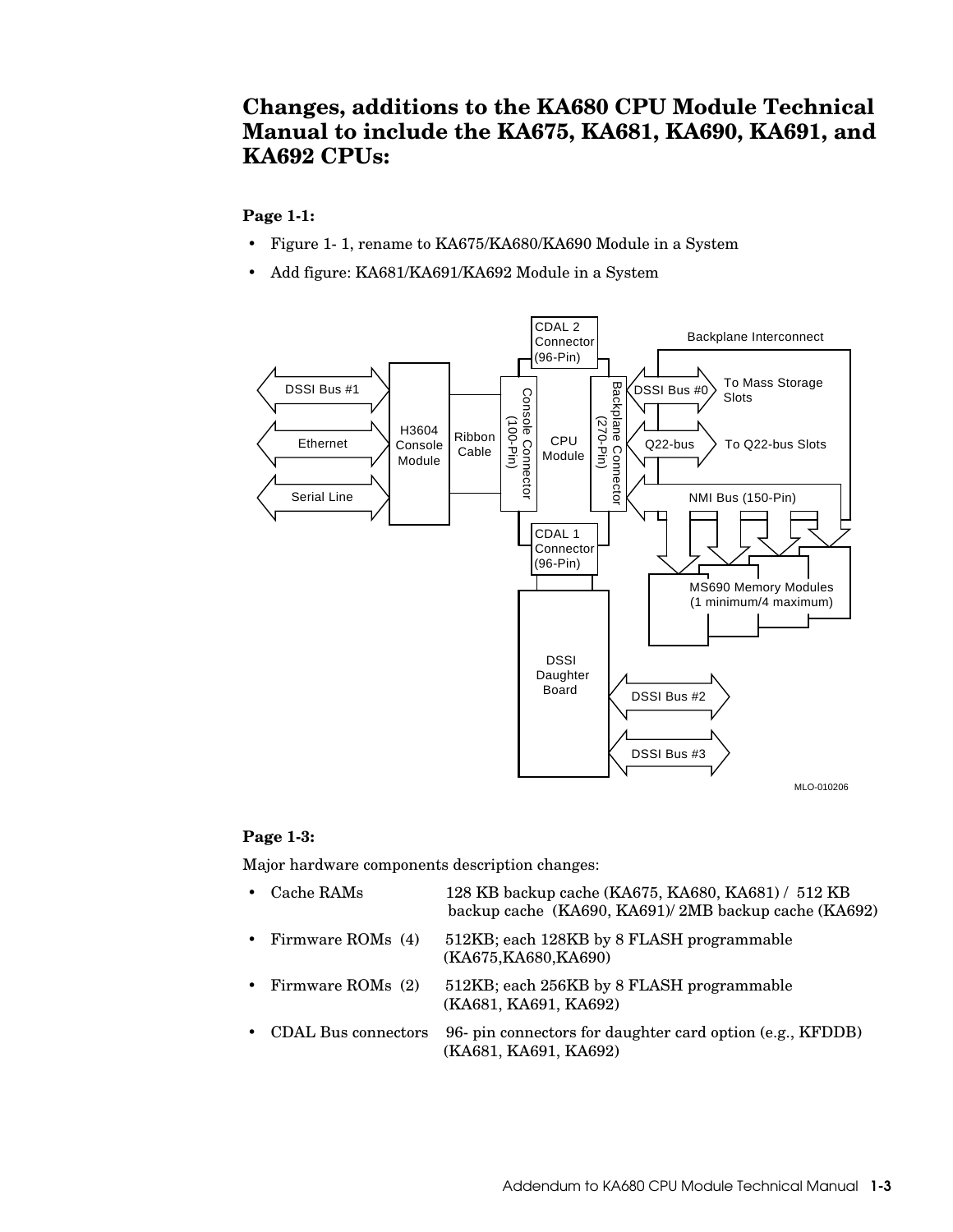## Changes, additions to the KA680 CPU Module Technical Manual to include the KA675, KA681, KA690, KA691, and KA692 CPUs:

**Page 1-1:**

- Figure 1- 1, rename to KA675/KA680/KA690 Module in a System
- Add figure: KA681/KA691/KA692 Module in a System

**Page 1-3:**

Major hardware components description changes:

- Cache RAMs — 128 KB backup cache (KA675, KA680, KA681) / 512 KB backup cache (KA690, KA691)/ 2MB backup cache (KA692)
- Firmware ROMs (4) — 512KB; each 128KB by 8 FLASH programmable (KA675,KA680,KA690)
- Firmware ROMs (2) — 512KB; each 256KB by 8 FLASH programmable (KA681, KA691, KA692)
- CDAL Bus connectors — 96- pin connectors for daughter card option (e.g., KFDDB) (KA681, KA691, KA692)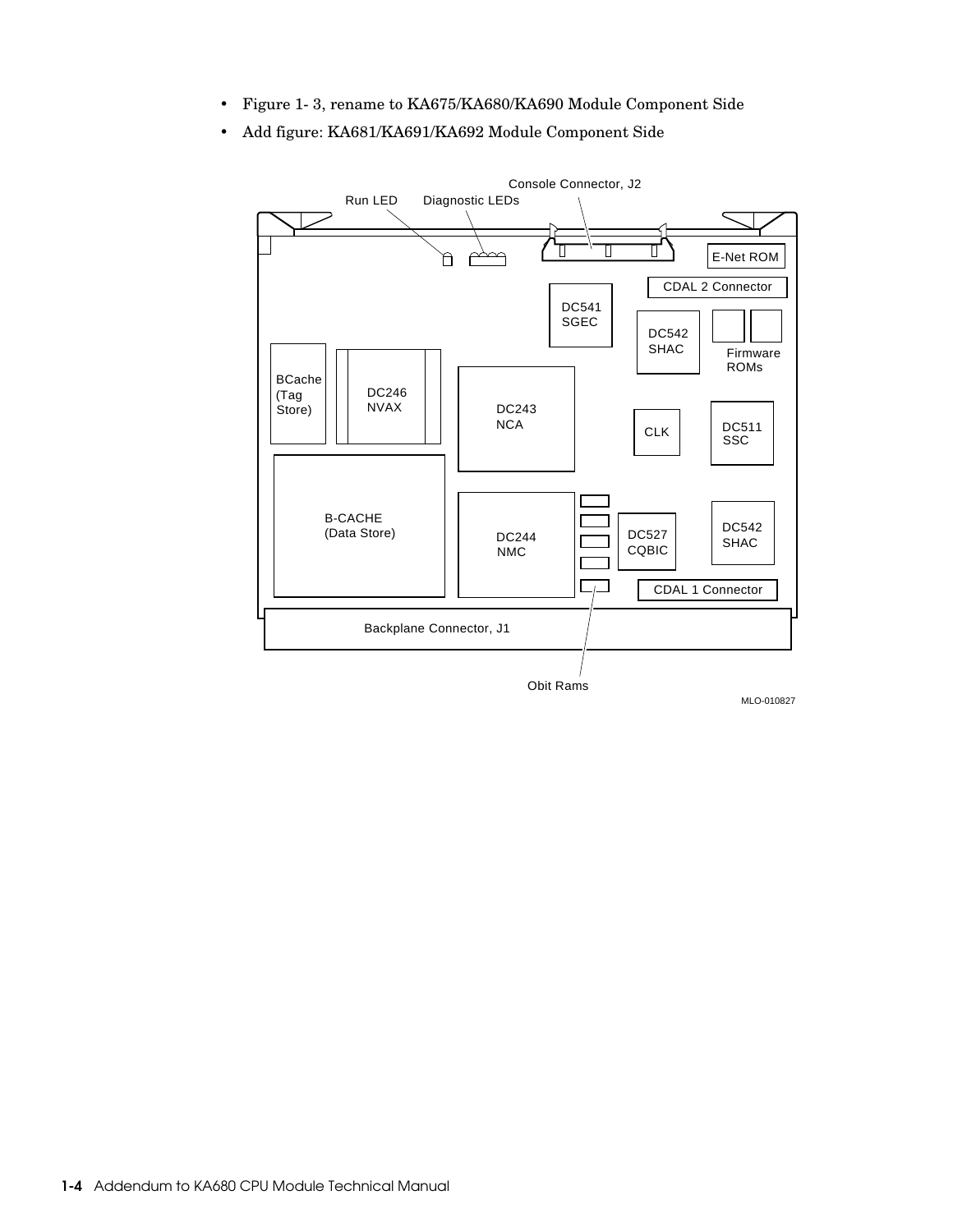- Figure 1- 3, rename to KA675/KA680/KA690 Module Component Side
- Add figure: KA681/KA691/KA692 Module Component Side

Console Connector, J2

Run LED

Diagnostic LEDs

E-Net ROM

CDAL 2 Connector

DC541 SGEC

DC542 SHAC

Firmware ROMs

BCache (Tag Store)

DC246 NVAX

DC243 NCA

CLK

DC511 SSC

B-CACHE (Data Store)

DC244 NMC

DC527 CQBIC

DC542 SHAC

CDAL 1 Connector

Backplane Connector, J1

Obit Rams

MLO-010827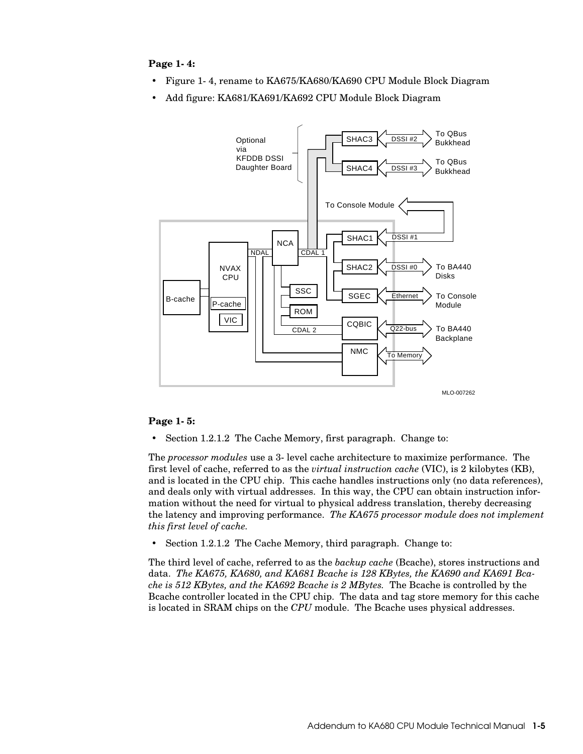**Page 1- 4:**

- Figure 1- 4, rename to KA675/KA680/KA690 CPU Module Block Diagram
- Add figure: KA681/KA691/KA692 CPU Module Block Diagram

Optional via KFDDB DSSI Daughter Board

SHAC3 — DSSI #2 — To QBus Bukkhead

SHAC4 — DSSI #3 — To QBus Bukkhead

To Console Module

SHAC1 — DSSI #1

SHAC2 — DSSI #0 — To BA440 Disks

SGEC — Ethernet — To Console Module

CQBIC — Q22-bus — To BA440 Backplane

NMC — To Memory

NCA, NDAL, CDAL 1, CDAL 2, SSC, ROM, NVAX CPU, P-cache, VIC, B-cache

MLO-007262

**Page 1- 5:**

- Section 1.2.1.2 The Cache Memory, first paragraph. Change to:

The *processor modules* use a 3- level cache architecture to maximize performance. The first level of cache, referred to as the *virtual instruction cache* (VIC), is 2 kilobytes (KB), and is located in the CPU chip. This cache handles instructions only (no data references), and deals only with virtual addresses. In this way, the CPU can obtain instruction information without the need for virtual to physical address translation, thereby decreasing the latency and improving performance. *The KA675 processor module does not implement this first level of cache.*

- Section 1.2.1.2 The Cache Memory, third paragraph. Change to:

The third level of cache, referred to as the *backup cache* (Bcache), stores instructions and data. *The KA675, KA680, and KA681 Bcache is 128 KBytes, the KA690 and KA691 Bcache is 512 KBytes, and the KA692 Bcache is 2 MBytes.* The Bcache is controlled by the Bcache controller located in the CPU chip. The data and tag store memory for this cache is located in SRAM chips on the *CPU* module. The Bcache uses physical addresses.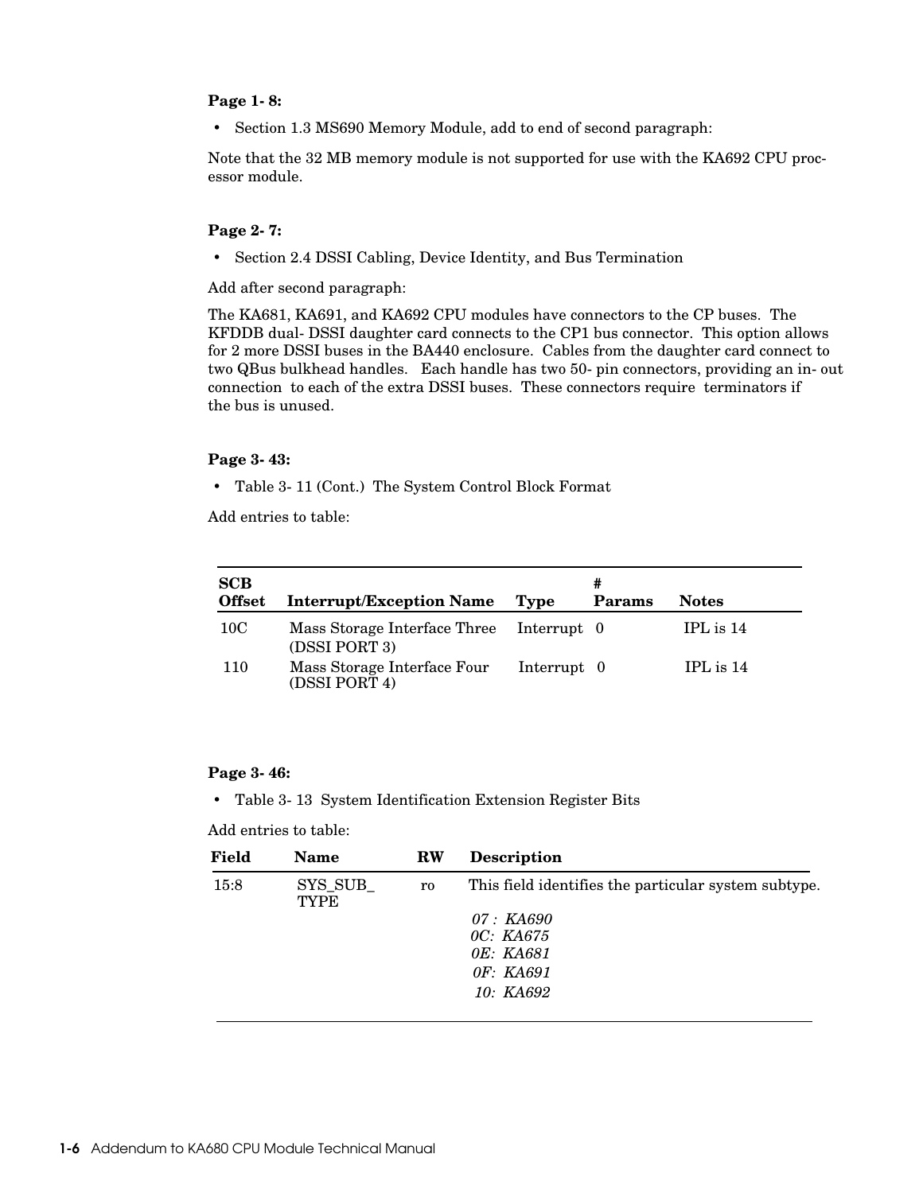**Page 1- 8:**

- Section 1.3 MS690 Memory Module, add to end of second paragraph:

Note that the 32 MB memory module is not supported for use with the KA692 CPU processor module.

**Page 2- 7:**

- Section 2.4 DSSI Cabling, Device Identity, and Bus Termination

Add after second paragraph:

The KA681, KA691, and KA692 CPU modules have connectors to the CP buses. The KFDDB dual- DSSI daughter card connects to the CP1 bus connector. This option allows for 2 more DSSI buses in the BA440 enclosure. Cables from the daughter card connect to two QBus bulkhead handles. Each handle has two 50- pin connectors, providing an in- out connection to each of the extra DSSI buses. These connectors require terminators if the bus is unused.

**Page 3- 43:**

- Table 3- 11 (Cont.) The System Control Block Format

Add entries to table:

| SCB Offset | Interrupt/Exception Name | Type | # Params | Notes |
|---|---|---|---|---|
| 10C | Mass Storage Interface Three (DSSI PORT 3) | Interrupt | 0 | IPL is 14 |
| 110 | Mass Storage Interface Four (DSSI PORT 4) | Interrupt | 0 | IPL is 14 |

**Page 3- 46:**

- Table 3- 13 System Identification Extension Register Bits

Add entries to table:

| Field | Name | RW | Description |
|---|---|---|---|
| 15:8 | SYS_SUB_TYPE | ro | This field identifies the particular system subtype.<br>*07 : KA690*<br>*0C: KA675*<br>*0E: KA681*<br>*0F: KA691*<br>*10: KA692* |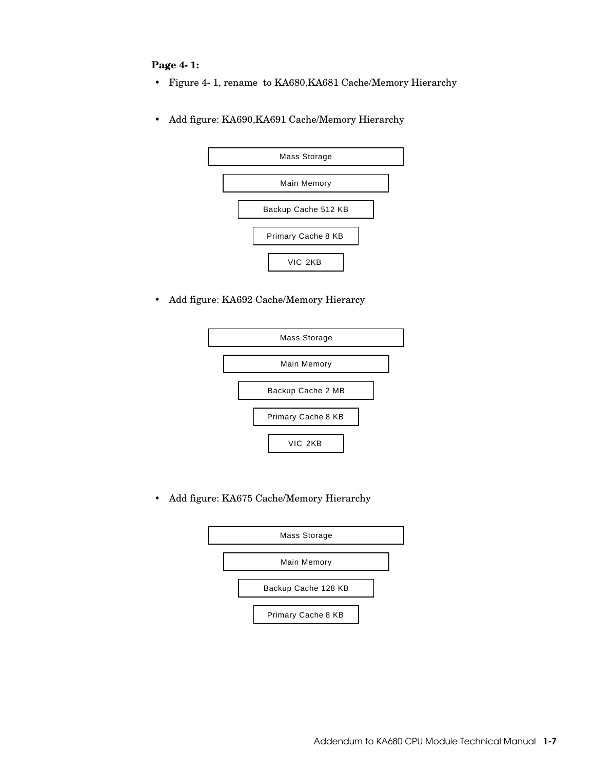**Page 4- 1:**

- Figure 4- 1, rename to KA680,KA681 Cache/Memory Hierarchy

- Add figure: KA690,KA691 Cache/Memory Hierarchy

Mass Storage

Main Memory

Backup Cache 512 KB

Primary Cache 8 KB

VIC 2KB

- Add figure: KA692 Cache/Memory Hierarcy

Mass Storage

Main Memory

Backup Cache 2 MB

Primary Cache 8 KB

VIC 2KB

- Add figure: KA675 Cache/Memory Hierarchy

Mass Storage

Main Memory

Backup Cache 128 KB

Primary Cache 8 KB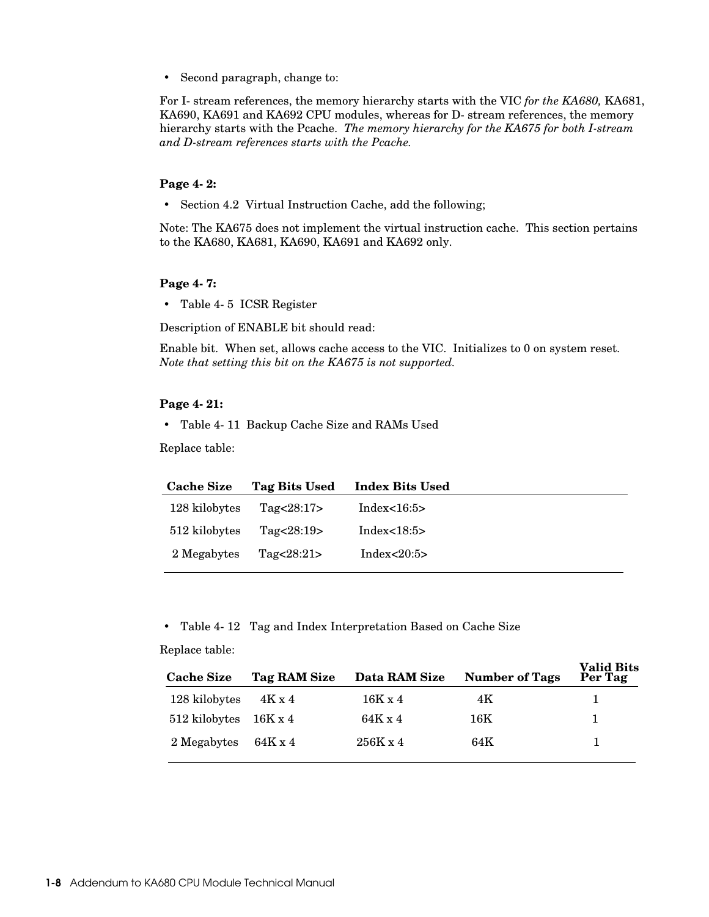- Second paragraph, change to:

For I- stream references, the memory hierarchy starts with the VIC *for the KA680,* KA681, KA690, KA691 and KA692 CPU modules, whereas for D- stream references, the memory hierarchy starts with the Pcache. *The memory hierarchy for the KA675 for both I-stream and D-stream references starts with the Pcache.*

**Page 4- 2:**

- Section 4.2 Virtual Instruction Cache, add the following;

Note: The KA675 does not implement the virtual instruction cache. This section pertains to the KA680, KA681, KA690, KA691 and KA692 only.

**Page 4- 7:**

- Table 4- 5 ICSR Register

Description of ENABLE bit should read:

Enable bit. When set, allows cache access to the VIC. Initializes to 0 on system reset. *Note that setting this bit on the KA675 is not supported.*

**Page 4- 21:**

- Table 4- 11 Backup Cache Size and RAMs Used

Replace table:

| Cache Size | Tag Bits Used | Index Bits Used |
|---|---|---|
| 128 kilobytes | Tag<28:17> | Index<16:5> |
| 512 kilobytes | Tag<28:19> | Index<18:5> |
| 2 Megabytes | Tag<28:21> | Index<20:5> |

- Table 4- 12 Tag and Index Interpretation Based on Cache Size

Replace table:

| Cache Size | Tag RAM Size | Data RAM Size | Number of Tags | Valid Bits Per Tag |
|---|---|---|---|---|
| 128 kilobytes | 4K x 4 | 16K x 4 | 4K | 1 |
| 512 kilobytes | 16K x 4 | 64K x 4 | 16K | 1 |
| 2 Megabytes | 64K x 4 | 256K x 4 | 64K | 1 |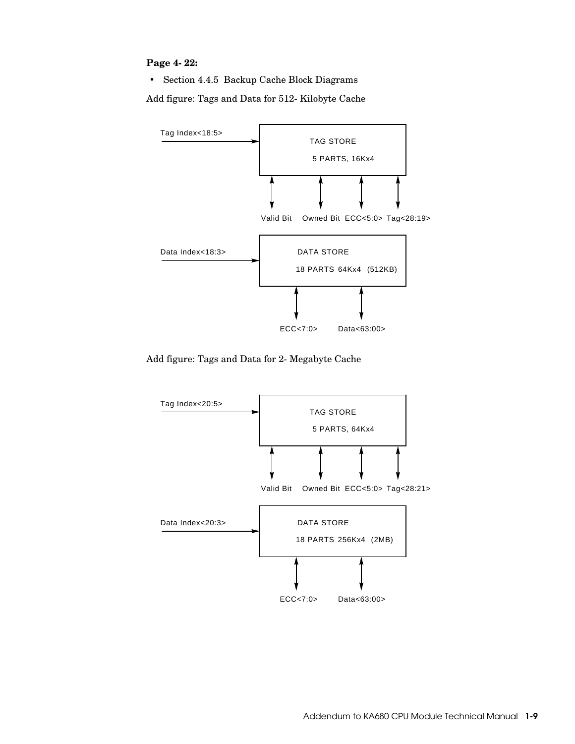**Page 4- 22:**

- Section 4.4.5 Backup Cache Block Diagrams

Add figure: Tags and Data for 512- Kilobyte Cache

Tag Index<18:5>

TAG STORE

5 PARTS, 16Kx4

Valid Bit Owned Bit ECC<5:0> Tag<28:19>

Data Index<18:3>

DATA STORE

18 PARTS 64Kx4 (512KB)

ECC<7:0> Data<63:00>

Add figure: Tags and Data for 2- Megabyte Cache

Tag Index<20:5>

TAG STORE

5 PARTS, 64Kx4

Valid Bit Owned Bit ECC<5:0> Tag<28:21>

Data Index<20:3>

DATA STORE

18 PARTS 256Kx4 (2MB)

ECC<7:0> Data<63:00>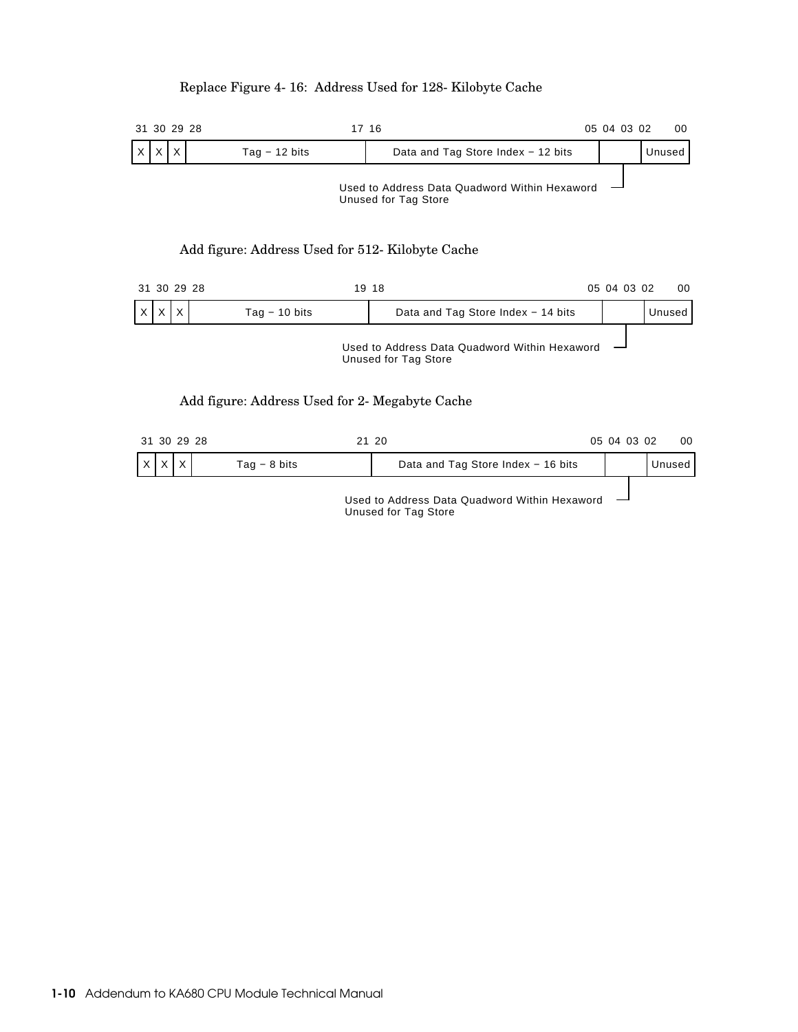Replace Figure 4-16: Address Used for 128-Kilobyte Cache

| 31 | 30 | 29 | 28 ... 17 | 16 ... 05 | 04 03 | 02 ... 00 |
|---|---|---|---|---|---|---|
| X | X | X | Tag − 12 bits | Data and Tag Store Index − 12 bits | | Unused |

Bits 04 03: Used to Address Data Quadword Within Hexaword, Unused for Tag Store

Add figure: Address Used for 512-Kilobyte Cache

| 31 | 30 | 29 | 28 ... 19 | 18 ... 05 | 04 03 | 02 ... 00 |
|---|---|---|---|---|---|---|
| X | X | X | Tag − 10 bits | Data and Tag Store Index − 14 bits | | Unused |

Bits 04 03: Used to Address Data Quadword Within Hexaword, Unused for Tag Store

Add figure: Address Used for 2-Megabyte Cache

| 31 | 30 | 29 | 28 ... 21 | 20 ... 05 | 04 03 | 02 ... 00 |
|---|---|---|---|---|---|---|
| X | X | X | Tag − 8 bits | Data and Tag Store Index − 16 bits | | Unused |

Bits 04 03: Used to Address Data Quadword Within Hexaword, Unused for Tag Store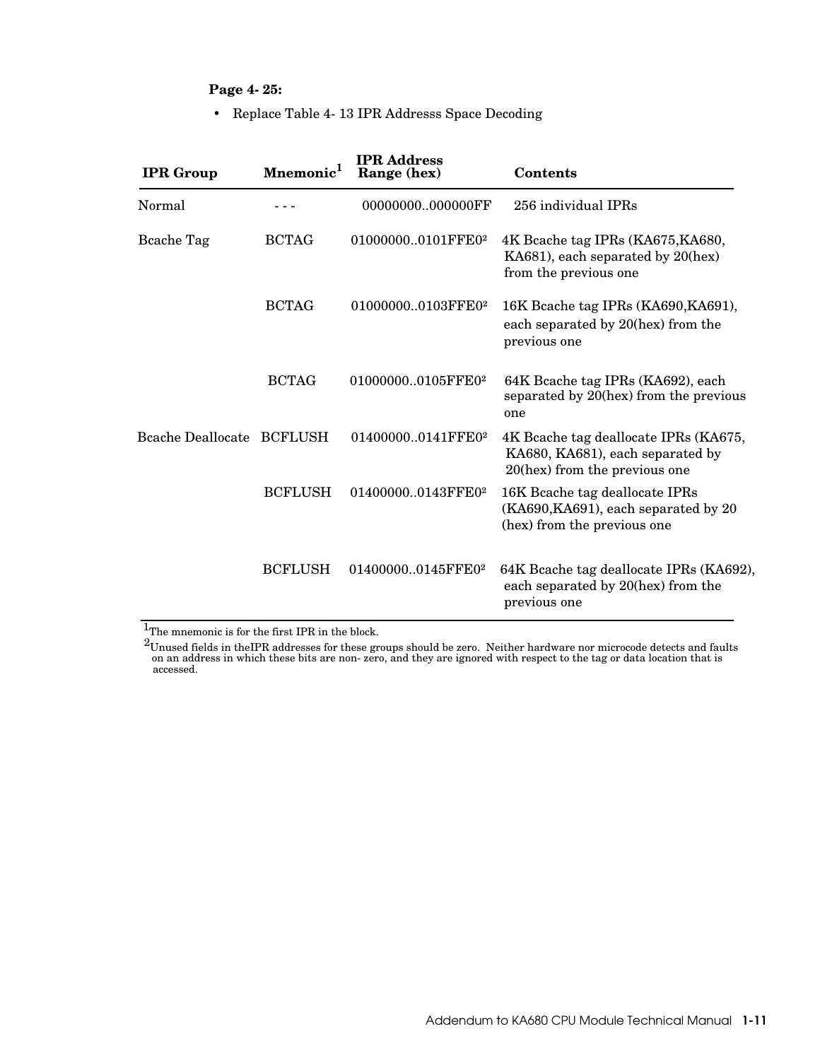**Page 4- 25:**

- Replace Table 4- 13 IPR Addresss Space Decoding

| IPR Group | Mnemonic[1] | IPR Address Range (hex) | Contents |
|---|---|---|---|
| Normal | - - - | 00000000..000000FF | 256 individual IPRs |
| Bcache Tag | BCTAG | 01000000..0101FFE0[2] | 4K Bcache tag IPRs (KA675,KA680, KA681), each separated by 20(hex) from the previous one |
| | BCTAG | 01000000..0103FFE0[2] | 16K Bcache tag IPRs (KA690,KA691), each separated by 20(hex) from the previous one |
| | BCTAG | 01000000..0105FFE0[2] | 64K Bcache tag IPRs (KA692), each separated by 20(hex) from the previous one |
| Bcache Deallocate | BCFLUSH | 01400000..0141FFE0[2] | 4K Bcache tag deallocate IPRs (KA675, KA680, KA681), each separated by 20(hex) from the previous one |
| | BCFLUSH | 01400000..0143FFE0[2] | 16K Bcache tag deallocate IPRs (KA690,KA691), each separated by 20 (hex) from the previous one |
| | BCFLUSH | 01400000..0145FFE0[2] | 64K Bcache tag deallocate IPRs (KA692), each separated by 20(hex) from the previous one |

[1]The mnemonic is for the first IPR in the block.

[2]Unused fields in theIPR addresses for these groups should be zero. Neither hardware nor microcode detects and faults on an address in which these bits are non- zero, and they are ignored with respect to the tag or data location that is accessed.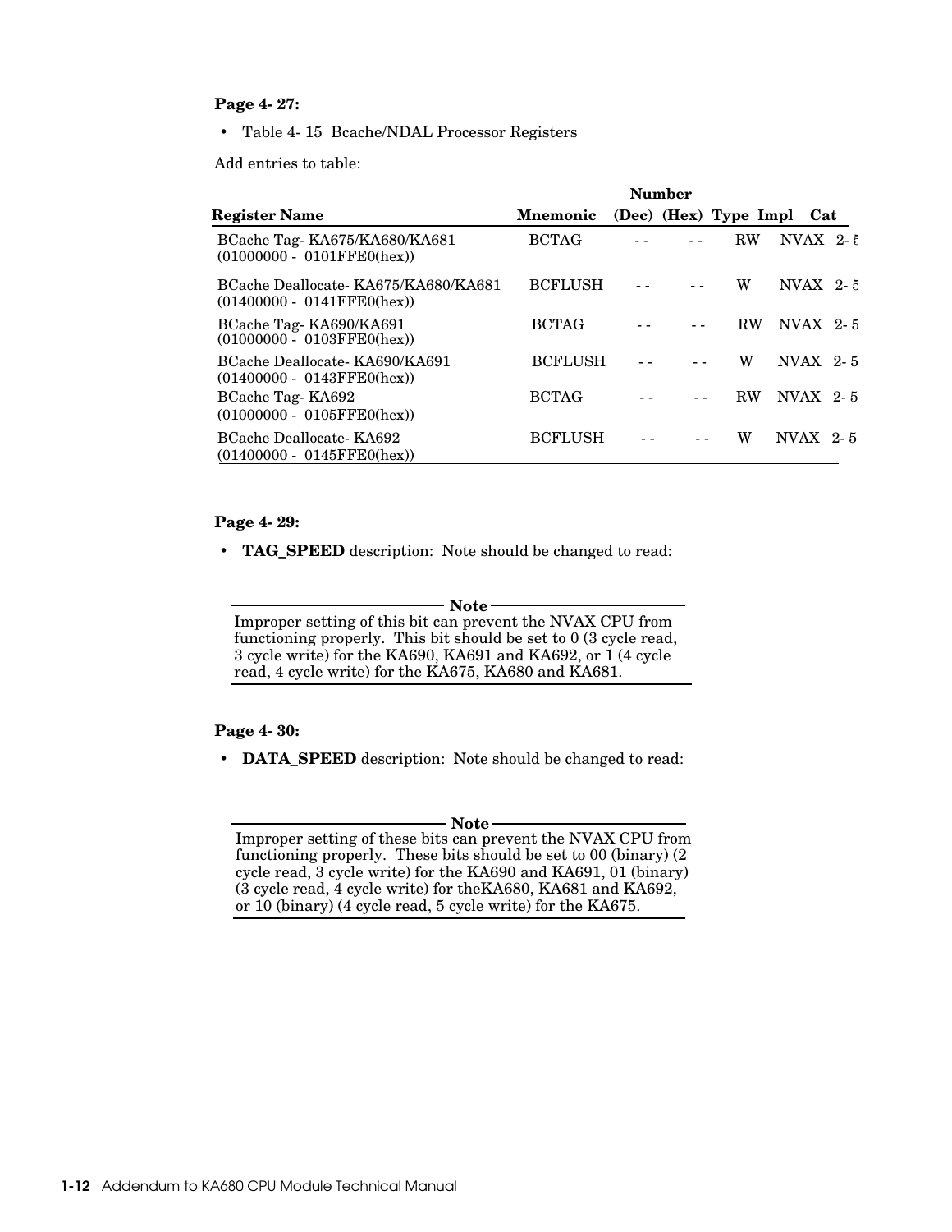**Page 4- 27:**

- Table 4- 15 Bcache/NDAL Processor Registers

Add entries to table:

| Register Name | Mnemonic | Number (Dec) | (Hex) | Type | Impl | Cat |
|---|---|---|---|---|---|---|
| BCache Tag- KA675/KA680/KA681 (01000000 - 0101FFE0(hex)) | BCTAG | - - | - - | RW | NVAX | 2- 5 |
| BCache Deallocate- KA675/KA680/KA681 (01400000 - 0141FFE0(hex)) | BCFLUSH | - - | - - | W | NVAX | 2- 5 |
| BCache Tag- KA690/KA691 (01000000 - 0103FFE0(hex)) | BCTAG | - - | - - | RW | NVAX | 2- 5 |
| BCache Deallocate- KA690/KA691 (01400000 - 0143FFE0(hex)) | BCFLUSH | - - | - - | W | NVAX | 2- 5 |
| BCache Tag- KA692 (01000000 - 0105FFE0(hex)) | BCTAG | - - | - - | RW | NVAX | 2- 5 |
| BCache Deallocate- KA692 (01400000 - 0145FFE0(hex)) | BCFLUSH | - - | - - | W | NVAX | 2- 5 |

**Page 4- 29:**

- **TAG_SPEED** description: Note should be changed to read:

> **Note**
>
> Improper setting of this bit can prevent the NVAX CPU from functioning properly. This bit should be set to 0 (3 cycle read, 3 cycle write) for the KA690, KA691 and KA692, or 1 (4 cycle read, 4 cycle write) for the KA675, KA680 and KA681.

**Page 4- 30:**

- **DATA_SPEED** description: Note should be changed to read:

> **Note**
>
> Improper setting of these bits can prevent the NVAX CPU from functioning properly. These bits should be set to 00 (binary) (2 cycle read, 3 cycle write) for the KA690 and KA691, 01 (binary) (3 cycle read, 4 cycle write) for theKA680, KA681 and KA692, or 10 (binary) (4 cycle read, 5 cycle write) for the KA675.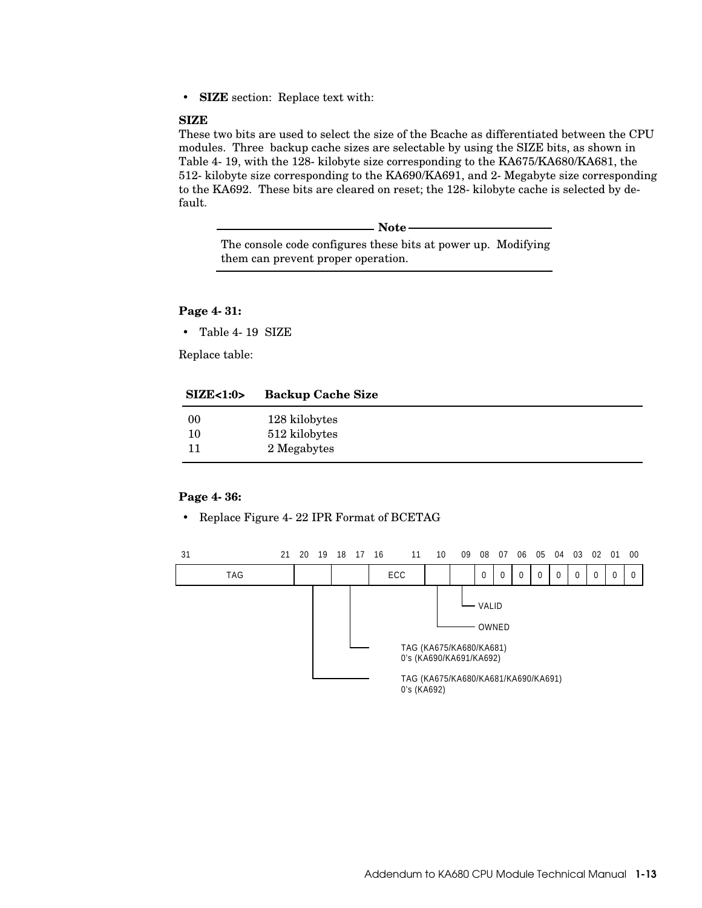- **SIZE** section: Replace text with:

**SIZE**
These two bits are used to select the size of the Bcache as differentiated between the CPU modules. Three backup cache sizes are selectable by using the SIZE bits, as shown in Table 4- 19, with the 128- kilobyte size corresponding to the KA675/KA680/KA681, the 512- kilobyte size corresponding to the KA690/KA691, and 2- Megabyte size corresponding to the KA692. These bits are cleared on reset; the 128- kilobyte cache is selected by default.

> **Note**
>
> The console code configures these bits at power up. Modifying them can prevent proper operation.

**Page 4- 31:**

- Table 4- 19 SIZE

Replace table:

| SIZE<1:0> | Backup Cache Size |
|---|---|
| 00 | 128 kilobytes |
| 10 | 512 kilobytes |
| 11 | 2 Megabytes |

**Page 4- 36:**

- Replace Figure 4- 22 IPR Format of BCETAG

| 31–21 | 20–19 | 18–17 | 16–11 | 10 | 09 | 08 | 07 | 06 | 05 | 04 | 03 | 02 | 01 | 00 |
|---|---|---|---|---|---|---|---|---|---|---|---|---|---|---|
| TAG | | | ECC | | | 0 | 0 | 0 | 0 | 0 | 0 | 0 | 0 | 0 |

- Bit 09: VALID
- Bit 10: OWNED
- Bits 18–17: TAG (KA675/KA680/KA681), 0's (KA690/KA691/KA692)
- Bits 20–19: TAG (KA675/KA680/KA681/KA690/KA691), 0's (KA692)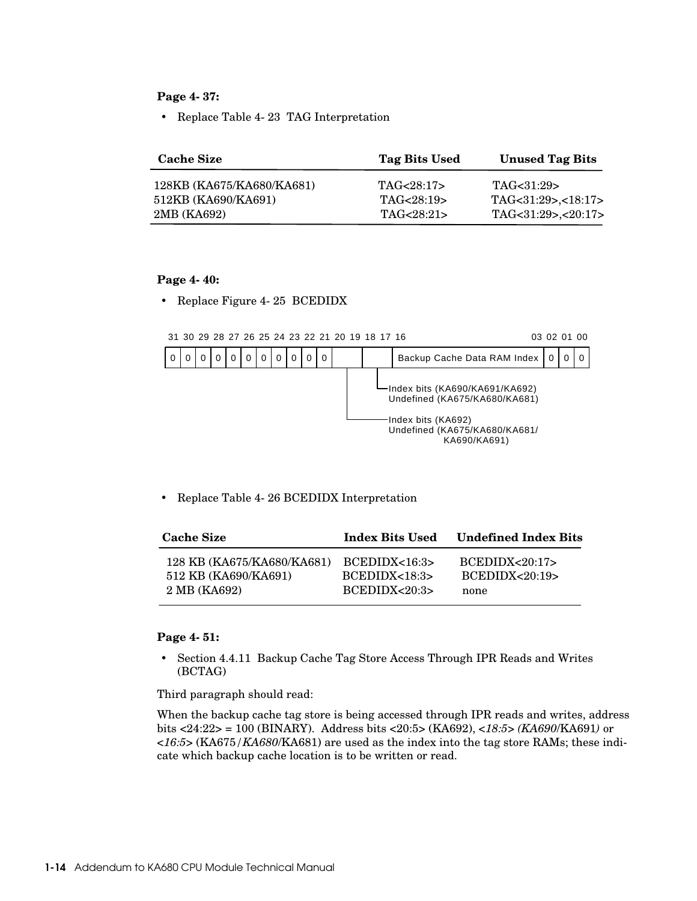**Page 4- 37:**

- Replace Table 4- 23 TAG Interpretation

| Cache Size | Tag Bits Used | Unused Tag Bits |
|---|---|---|
| 128KB (KA675/KA680/KA681) | TAG<28:17> | TAG<31:29> |
| 512KB (KA690/KA691) | TAG<28:19> | TAG<31:29>,<18:17> |
| 2MB (KA692) | TAG<28:21> | TAG<31:29>,<20:17> |

**Page 4- 40:**

- Replace Figure 4- 25 BCEDIDX

```
 31 30 29 28 27 26 25 24 23 22 21 20 19 18 17 16                           03 02 01 00
+--+--+--+--+--+--+--+--+--+--+--+-----+-----+--------------------------------+--+--+--+
| 0| 0| 0| 0| 0| 0| 0| 0| 0| 0| 0|     |     | Backup Cache Data RAM Index    | 0| 0| 0|
+--+--+--+--+--+--+--+--+--+--+--+-----+-----+--------------------------------+--+--+--+
                                     |     |
                                     |     +--Index bits (KA690/KA691/KA692)
                                     |        Undefined (KA675/KA680/KA681)
                                     |
                                     +--------Index bits (KA692)
                                              Undefined (KA675/KA680/KA681/
                                                         KA690/KA691)
```

- Replace Table 4- 26 BCEDIDX Interpretation

| Cache Size | Index Bits Used | Undefined Index Bits |
|---|---|---|
| 128 KB (KA675/KA680/KA681) | BCEDIDX<16:3> | BCEDIDX<20:17> |
| 512 KB (KA690/KA691) | BCEDIDX<18:3> | BCEDIDX<20:19> |
| 2 MB (KA692) | BCEDIDX<20:3> | none |

**Page 4- 51:**

- Section 4.4.11 Backup Cache Tag Store Access Through IPR Reads and Writes (BCTAG)

Third paragraph should read:

When the backup cache tag store is being accessed through IPR reads and writes, address bits <24:22> = 100 (BINARY). Address bits <20:5> (KA692), *<18:5> (KA690*/KA691*)* or *<16:5>* (KA675/*KA680*/KA681) are used as the index into the tag store RAMs; these indicate which backup cache location is to be written or read.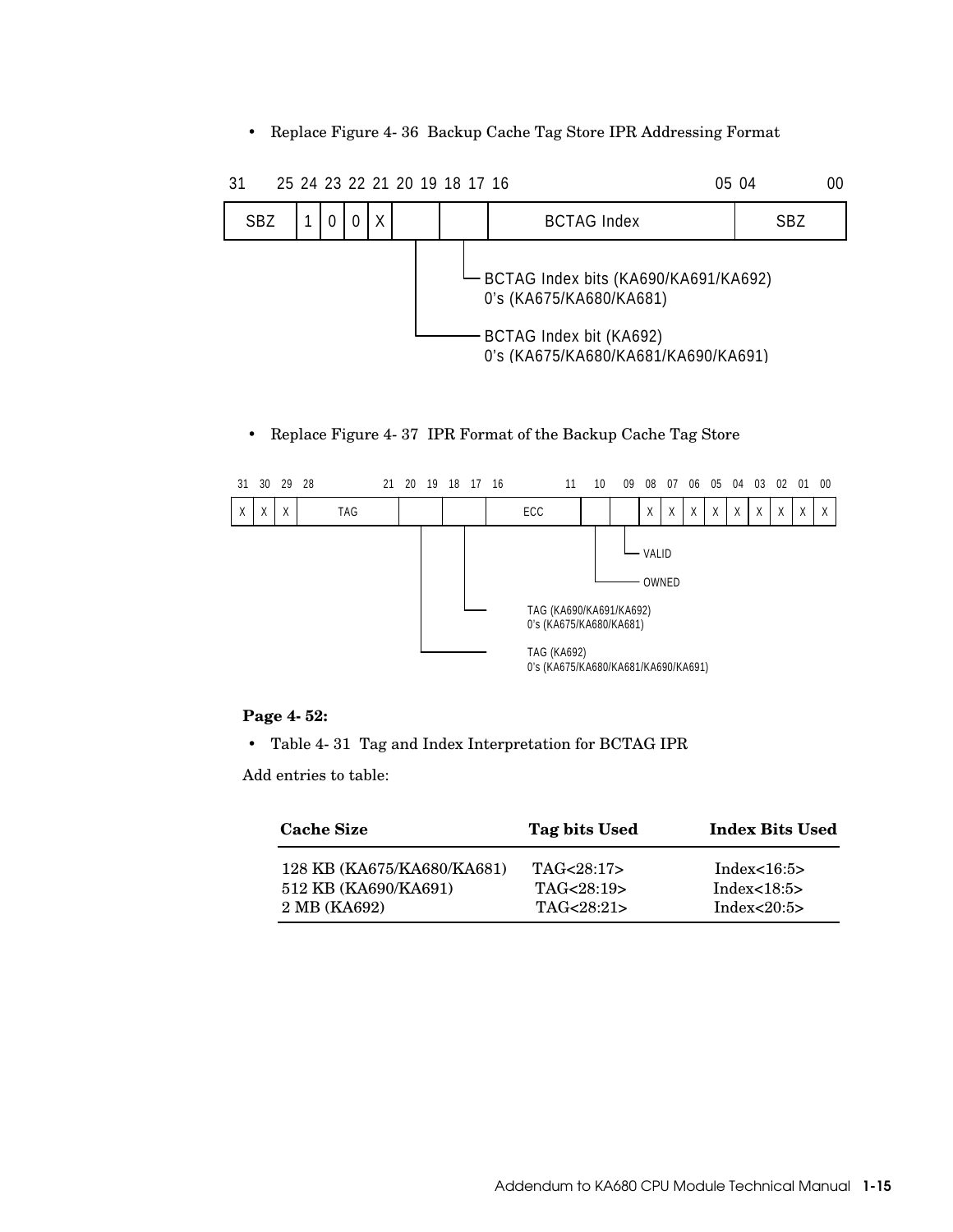- Replace Figure 4- 36 Backup Cache Tag Store IPR Addressing Format

| 31–25 | 24 | 23 | 22 | 21 | 20 19 | 18 17 | 16–05 | 04–00 |
|---|---|---|---|---|---|---|---|---|
| SBZ | 1 | 0 | 0 | X | | | BCTAG Index | SBZ |

- Bits 18 17: BCTAG Index bits (KA690/KA691/KA692), 0's (KA675/KA680/KA681)
- Bits 20 19: BCTAG Index bit (KA692), 0's (KA675/KA680/KA681/KA690/KA691)

- Replace Figure 4- 37 IPR Format of the Backup Cache Tag Store

| 31 | 30 | 29 | 28–21 | 20 19 | 18 17 | 16–11 | 10 | 09 | 08 | 07 | 06 | 05 | 04 | 03 | 02 | 01 | 00 |
|---|---|---|---|---|---|---|---|---|---|---|---|---|---|---|---|---|---|
| X | X | X | TAG | | | ECC | | | X | X | X | X | X | X | X | X | X |

- Bit 09: VALID
- Bit 10: OWNED
- Bits 18 17: TAG (KA690/KA691/KA692), 0's (KA675/KA680/KA681)
- Bits 20 19: TAG (KA692), 0's (KA675/KA680/KA681/KA690/KA691)

**Page 4- 52:**

- Table 4- 31 Tag and Index Interpretation for BCTAG IPR

Add entries to table:

| Cache Size | Tag bits Used | Index Bits Used |
|---|---|---|
| 128 KB (KA675/KA680/KA681) | TAG<28:17> | Index<16:5> |
| 512 KB (KA690/KA691) | TAG<28:19> | Index<18:5> |
| 2 MB (KA692) | TAG<28:21> | Index<20:5> |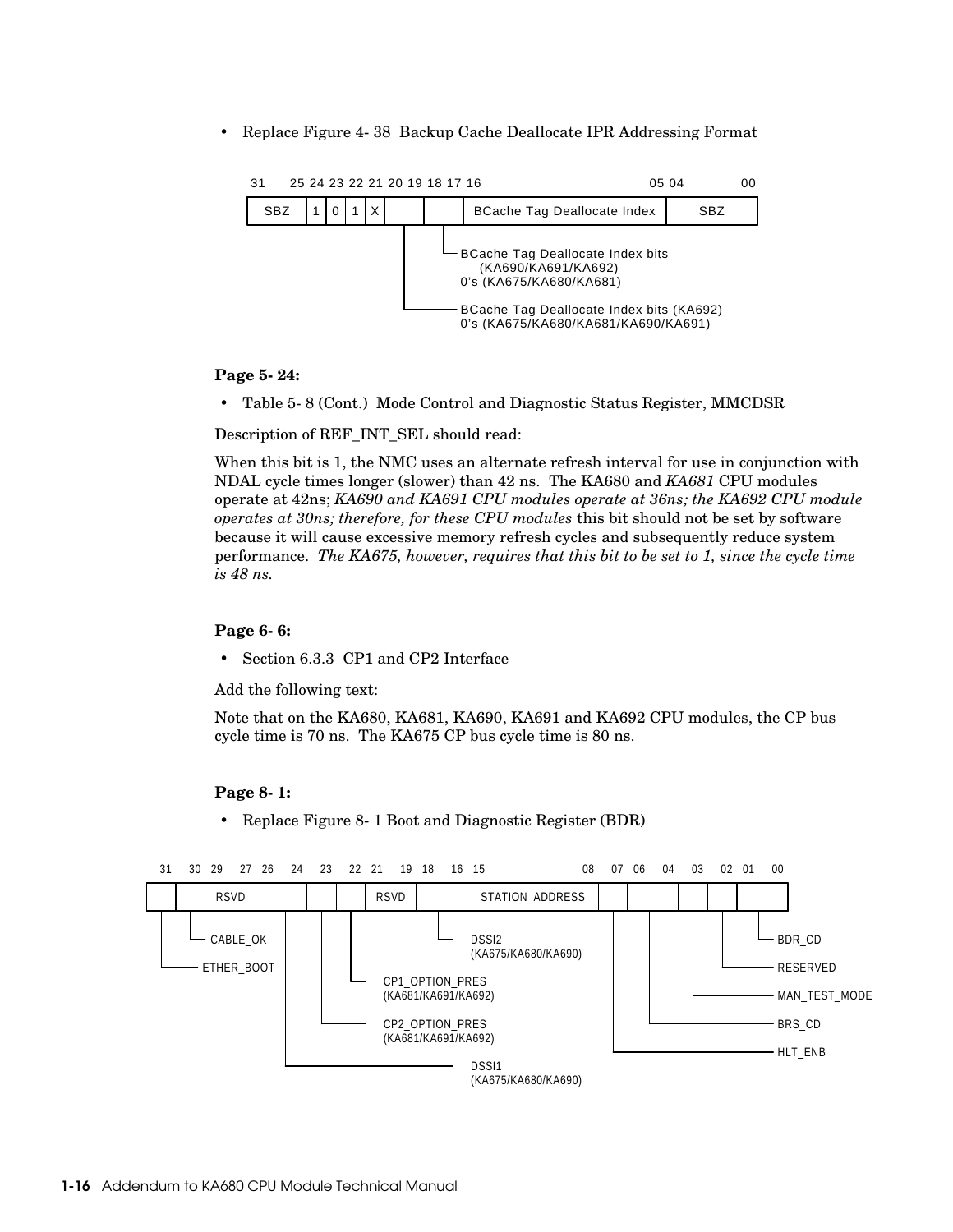- Replace Figure 4- 38 Backup Cache Deallocate IPR Addressing Format

| 31–25 | 24 | 23 | 22 | 21 | 20 | 19–18 | 17 | 16–05 | 04–00 |
|---|---|---|---|---|---|---|---|---|---|
| SBZ | 1 | 0 | 1 | X | | | | BCache Tag Deallocate Index | SBZ |

- Bits 18–17: BCache Tag Deallocate Index bits (KA690/KA691/KA692); 0's (KA675/KA680/KA681)
- Bits 20–19: BCache Tag Deallocate Index bits (KA692); 0's (KA675/KA680/KA681/KA690/KA691)

**Page 5- 24:**

- Table 5- 8 (Cont.) Mode Control and Diagnostic Status Register, MMCDSR

Description of REF_INT_SEL should read:

When this bit is 1, the NMC uses an alternate refresh interval for use in conjunction with NDAL cycle times longer (slower) than 42 ns. The KA680 and *KA681* CPU modules operate at 42ns; *KA690 and KA691 CPU modules operate at 36ns; the KA692 CPU module operates at 30ns; therefore, for these CPU modules* this bit should not be set by software because it will cause excessive memory refresh cycles and subsequently reduce system performance. *The KA675, however, requires that this bit to be set to 1, since the cycle time is 48 ns.*

**Page 6- 6:**

- Section 6.3.3 CP1 and CP2 Interface

Add the following text:

Note that on the KA680, KA681, KA690, KA691 and KA692 CPU modules, the CP bus cycle time is 70 ns. The KA675 CP bus cycle time is 80 ns.

**Page 8- 1:**

- Replace Figure 8- 1 Boot and Diagnostic Register (BDR)

| 31 | 30 | 29–27 | 26–24 | 23 | 22 | 21–19 | 18–16 | 15–08 | 07 | 06–04 | 03 | 02 | 01–00 |
|---|---|---|---|---|---|---|---|---|---|---|---|---|---|
| | | RSVD | | | | RSVD | | STATION_ADDRESS | | | | | |

- Bit 31: ETHER_BOOT
- Bit 30: CABLE_OK
- Bits 26–24: DSSI1 (KA675/KA680/KA690)
- Bit 23: CP2_OPTION_PRES (KA681/KA691/KA692)
- Bit 22: CP1_OPTION_PRES (KA681/KA691/KA692)
- Bits 18–16: DSSI2 (KA675/KA680/KA690)
- Bit 07: HLT_ENB
- Bits 06–04: BRS_CD
- Bit 03: MAN_TEST_MODE
- Bit 02: RESERVED
- Bits 01–00: BDR_CD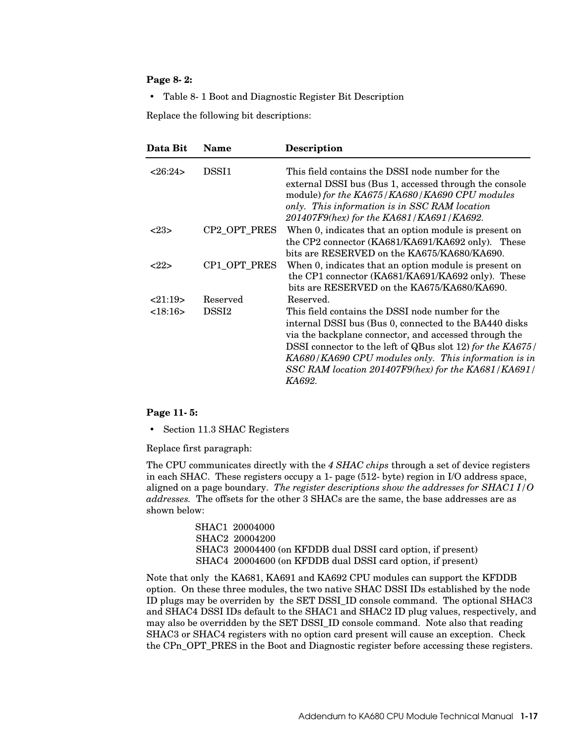**Page 8- 2:**

- Table 8- 1 Boot and Diagnostic Register Bit Description

Replace the following bit descriptions:

| Data Bit | Name | Description |
|---|---|---|
| <26:24> | DSSI1 | This field contains the DSSI node number for the external DSSI bus (Bus 1, accessed through the console module) *for the KA675/KA680/KA690 CPU modules only. This information is in SSC RAM location 201407F9(hex) for the KA681/KA691/KA692.* |
| <23> | CP2_OPT_PRES | When 0, indicates that an option module is present on the CP2 connector (KA681/KA691/KA692 only). These bits are RESERVED on the KA675/KA680/KA690. |
| <22> | CP1_OPT_PRES | When 0, indicates that an option module is present on the CP1 connector (KA681/KA691/KA692 only). These bits are RESERVED on the KA675/KA680/KA690. |
| <21:19> | Reserved | Reserved. |
| <18:16> | DSSI2 | This field contains the DSSI node number for the internal DSSI bus (Bus 0, connected to the BA440 disks via the backplane connector, and accessed through the DSSI connector to the left of QBus slot 12) *for the KA675/KA680/KA690 CPU modules only. This information is in SSC RAM location 201407F9(hex) for the KA681/KA691/KA692.* |

**Page 11- 5:**

- Section 11.3 SHAC Registers

Replace first paragraph:

The CPU communicates directly with the *4 SHAC chips* through a set of device registers in each SHAC. These registers occupy a 1- page (512- byte) region in I/O address space, aligned on a page boundary. *The register descriptions show the addresses for SHAC1 I/O addresses.* The offsets for the other 3 SHACs are the same, the base addresses are as shown below:

SHAC1 20004000
SHAC2 20004200
SHAC3 20004400 (on KFDDB dual DSSI card option, if present)
SHAC4 20004600 (on KFDDB dual DSSI card option, if present)

Note that only the KA681, KA691 and KA692 CPU modules can support the KFDDB option. On these three modules, the two native SHAC DSSI IDs established by the node ID plugs may be overriden by the SET DSSI_ID console command. The optional SHAC3 and SHAC4 DSSI IDs default to the SHAC1 and SHAC2 ID plug values, respectively, and may also be overridden by the SET DSSI_ID console command. Note also that reading SHAC3 or SHAC4 registers with no option card present will cause an exception. Check the CPn_OPT_PRES in the Boot and Diagnostic register before accessing these registers.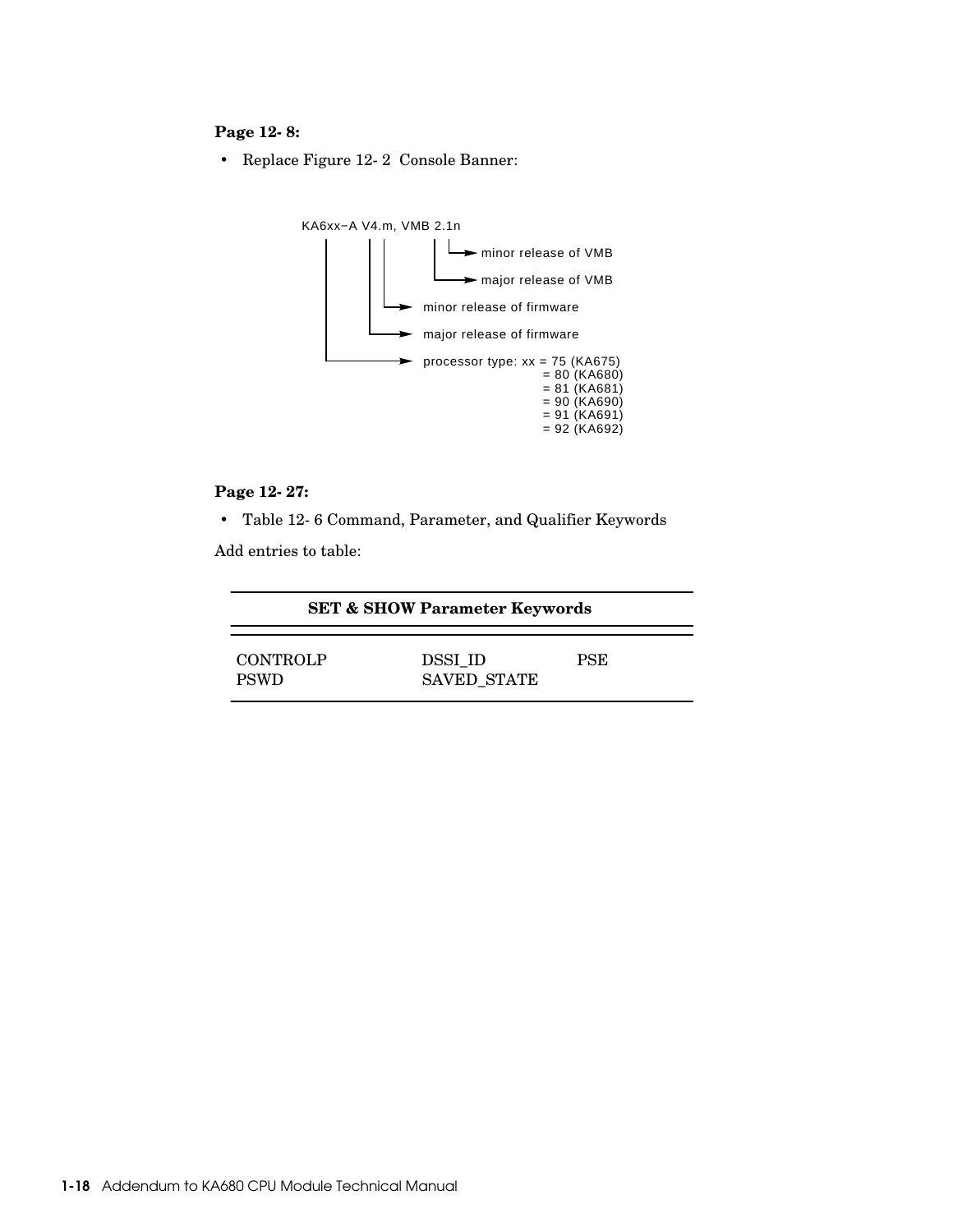**Page 12- 8:**

- Replace Figure 12- 2 Console Banner:

```
KA6xx−A V4.m, VMB 2.1n
 |     |  |     |  |
 |     |  |     |  └──► minor release of VMB
 |     |  |     └─────► major release of VMB
 |     |  └──────────► minor release of firmware
 |     └─────────────► major release of firmware
 └───────────────────► processor type: xx = 75 (KA675)
                                         = 80 (KA680)
                                         = 81 (KA681)
                                         = 90 (KA690)
                                         = 91 (KA691)
                                         = 92 (KA692)
```

**Page 12- 27:**

- Table 12- 6 Command, Parameter, and Qualifier Keywords

Add entries to table:

| SET & SHOW Parameter Keywords | | |
|---|---|---|
| CONTROLP | DSSI_ID | PSE |
| PSWD | SAVED_STATE | |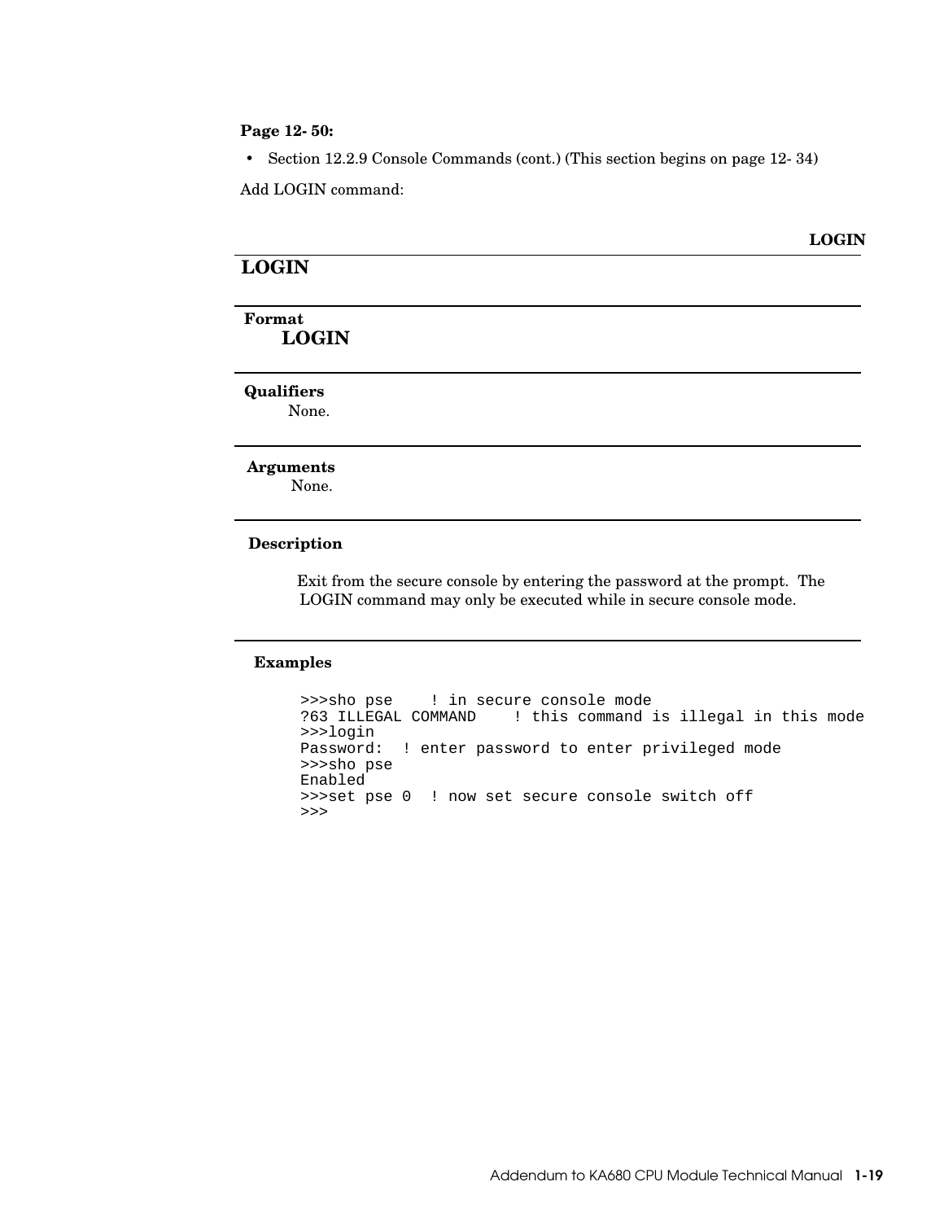**Page 12- 50:**

- Section 12.2.9 Console Commands (cont.) (This section begins on page 12- 34)

Add LOGIN command:

# LOGIN

### Format

**LOGIN**

### Qualifiers

None.

### Arguments

None.

### Description

Exit from the secure console by entering the password at the prompt. The LOGIN command may only be executed while in secure console mode.

### Examples

```
>>>sho pse    ! in secure console mode
?63 ILLEGAL COMMAND    ! this command is illegal in this mode
>>>login
Password:  ! enter password to enter privileged mode
>>>sho pse
Enabled
>>>set pse 0  ! now set secure console switch off
>>>
```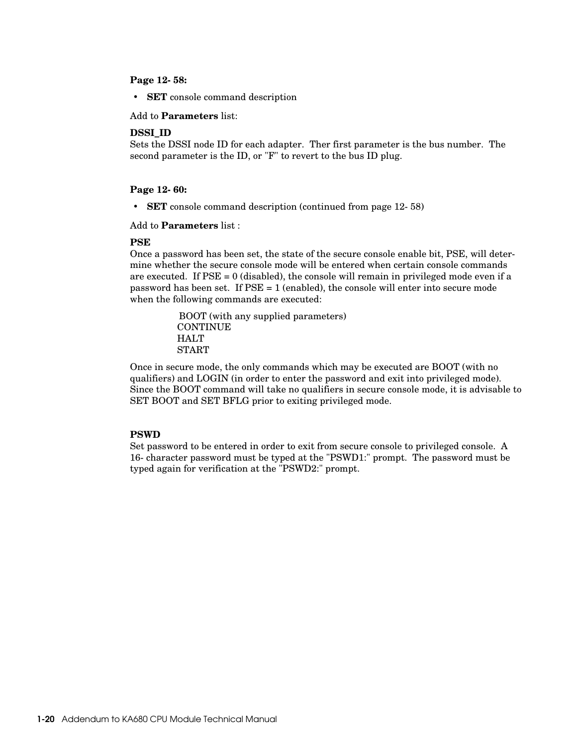**Page 12- 58:**

- **SET** console command description

Add to **Parameters** list:

**DSSI_ID**
Sets the DSSI node ID for each adapter. Ther first parameter is the bus number. The second parameter is the ID, or "F" to revert to the bus ID plug.

**Page 12- 60:**

- **SET** console command description (continued from page 12- 58)

Add to **Parameters** list :

**PSE**
Once a password has been set, the state of the secure console enable bit, PSE, will determine whether the secure console mode will be entered when certain console commands are executed. If PSE = 0 (disabled), the console will remain in privileged mode even if a password has been set. If PSE = 1 (enabled), the console will enter into secure mode when the following commands are executed:

BOOT (with any supplied parameters)
CONTINUE
HALT
START

Once in secure mode, the only commands which may be executed are BOOT (with no qualifiers) and LOGIN (in order to enter the password and exit into privileged mode). Since the BOOT command will take no qualifiers in secure console mode, it is advisable to SET BOOT and SET BFLG prior to exiting privileged mode.

**PSWD**
Set password to be entered in order to exit from secure console to privileged console. A 16- character password must be typed at the "PSWD1:" prompt. The password must be typed again for verification at the "PSWD2:" prompt.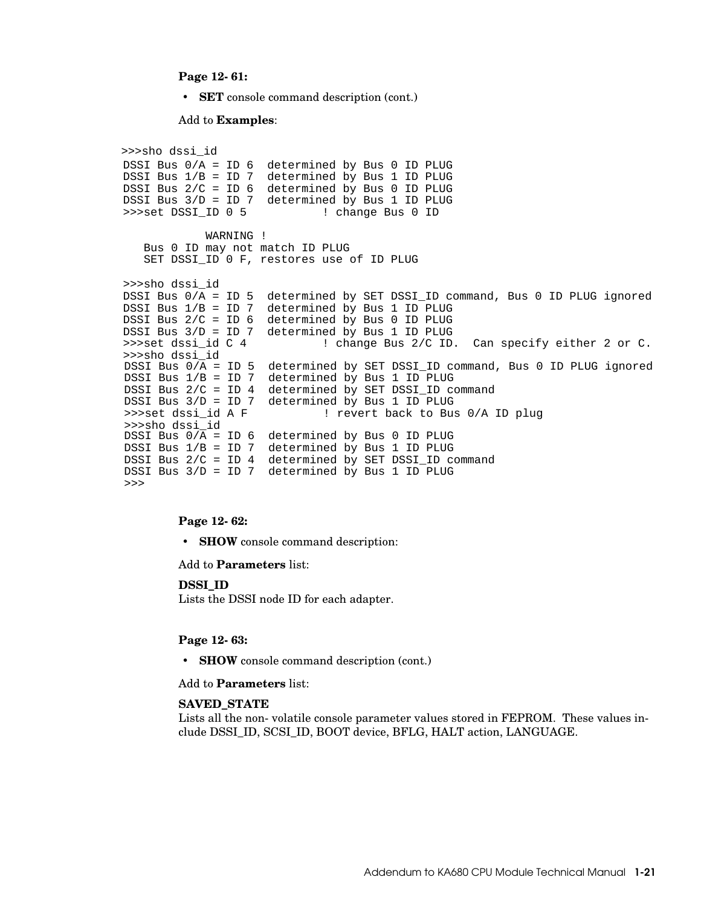**Page 12- 61:**

- **SET** console command description (cont.)

Add to **Examples**:

```
>>>sho dssi_id
DSSI Bus 0/A = ID 6  determined by Bus 0 ID PLUG
DSSI Bus 1/B = ID 7  determined by Bus 1 ID PLUG
DSSI Bus 2/C = ID 6  determined by Bus 0 ID PLUG
DSSI Bus 3/D = ID 7  determined by Bus 1 ID PLUG
>>>set DSSI_ID 0 5           ! change Bus 0 ID

            WARNING !
    Bus 0 ID may not match ID PLUG
    SET DSSI_ID 0 F, restores use of ID PLUG

>>>sho dssi_id
DSSI Bus 0/A = ID 5  determined by SET DSSI_ID command, Bus 0 ID PLUG ignored
DSSI Bus 1/B = ID 7  determined by Bus 1 ID PLUG
DSSI Bus 2/C = ID 6  determined by Bus 0 ID PLUG
DSSI Bus 3/D = ID 7  determined by Bus 1 ID PLUG
>>>set dssi_id C 4           ! change Bus 2/C ID.  Can specify either 2 or C.
>>>sho dssi_id
DSSI Bus 0/A = ID 5  determined by SET DSSI_ID command, Bus 0 ID PLUG ignored
DSSI Bus 1/B = ID 7  determined by Bus 1 ID PLUG
DSSI Bus 2/C = ID 4  determined by SET DSSI_ID command
DSSI Bus 3/D = ID 7  determined by Bus 1 ID PLUG
>>>set dssi_id A F           ! revert back to Bus 0/A ID plug
>>>sho dssi_id
DSSI Bus 0/A = ID 6  determined by Bus 0 ID PLUG
DSSI Bus 1/B = ID 7  determined by Bus 1 ID PLUG
DSSI Bus 2/C = ID 4  determined by SET DSSI_ID command
DSSI Bus 3/D = ID 7  determined by Bus 1 ID PLUG
>>>
```

**Page 12- 62:**

- **SHOW** console command description:

Add to **Parameters** list:

**DSSI_ID**
Lists the DSSI node ID for each adapter.

**Page 12- 63:**

- **SHOW** console command description (cont.)

Add to **Parameters** list:

**SAVED_STATE**
Lists all the non- volatile console parameter values stored in FEPROM. These values include DSSI_ID, SCSI_ID, BOOT device, BFLG, HALT action, LANGUAGE.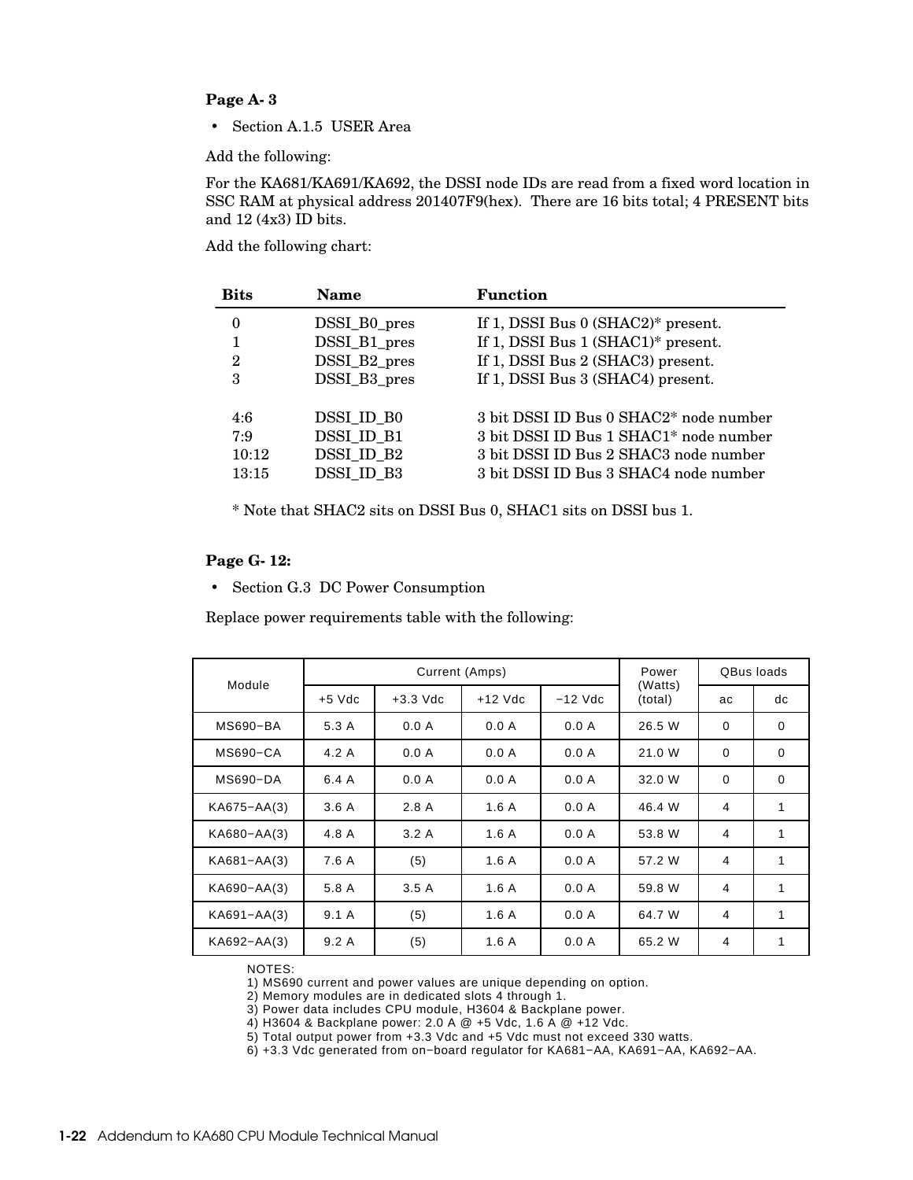**Page A- 3**

- Section A.1.5 USER Area

Add the following:

For the KA681/KA691/KA692, the DSSI node IDs are read from a fixed word location in SSC RAM at physical address 201407F9(hex). There are 16 bits total; 4 PRESENT bits and 12 (4x3) ID bits.

Add the following chart:

| Bits | Name | Function |
|---|---|---|
| 0 | DSSI_B0_pres | If 1, DSSI Bus 0 (SHAC2)* present. |
| 1 | DSSI_B1_pres | If 1, DSSI Bus 1 (SHAC1)* present. |
| 2 | DSSI_B2_pres | If 1, DSSI Bus 2 (SHAC3) present. |
| 3 | DSSI_B3_pres | If 1, DSSI Bus 3 (SHAC4) present. |
| 4:6 | DSSI_ID_B0 | 3 bit DSSI ID Bus 0 SHAC2* node number |
| 7:9 | DSSI_ID_B1 | 3 bit DSSI ID Bus 1 SHAC1* node number |
| 10:12 | DSSI_ID_B2 | 3 bit DSSI ID Bus 2 SHAC3 node number |
| 13:15 | DSSI_ID_B3 | 3 bit DSSI ID Bus 3 SHAC4 node number |

* Note that SHAC2 sits on DSSI Bus 0, SHAC1 sits on DSSI bus 1.

**Page G- 12:**

- Section G.3 DC Power Consumption

Replace power requirements table with the following:

| Module | Current (Amps) | | | | Power (Watts) (total) | QBus loads | |
|---|---|---|---|---|---|---|---|
| | +5 Vdc | +3.3 Vdc | +12 Vdc | −12 Vdc | | ac | dc |
| MS690−BA | 5.3 A | 0.0 A | 0.0 A | 0.0 A | 26.5 W | 0 | 0 |
| MS690−CA | 4.2 A | 0.0 A | 0.0 A | 0.0 A | 21.0 W | 0 | 0 |
| MS690−DA | 6.4 A | 0.0 A | 0.0 A | 0.0 A | 32.0 W | 0 | 0 |
| KA675−AA(3) | 3.6 A | 2.8 A | 1.6 A | 0.0 A | 46.4 W | 4 | 1 |
| KA680−AA(3) | 4.8 A | 3.2 A | 1.6 A | 0.0 A | 53.8 W | 4 | 1 |
| KA681−AA(3) | 7.6 A | (5) | 1.6 A | 0.0 A | 57.2 W | 4 | 1 |
| KA690−AA(3) | 5.8 A | 3.5 A | 1.6 A | 0.0 A | 59.8 W | 4 | 1 |
| KA691−AA(3) | 9.1 A | (5) | 1.6 A | 0.0 A | 64.7 W | 4 | 1 |
| KA692−AA(3) | 9.2 A | (5) | 1.6 A | 0.0 A | 65.2 W | 4 | 1 |

NOTES:
1) MS690 current and power values are unique depending on option.
2) Memory modules are in dedicated slots 4 through 1.
3) Power data includes CPU module, H3604 & Backplane power.
4) H3604 & Backplane power: 2.0 A @ +5 Vdc, 1.6 A @ +12 Vdc.
5) Total output power from +3.3 Vdc and +5 Vdc must not exceed 330 watts.
6) +3.3 Vdc generated from on−board regulator for KA681−AA, KA691−AA, KA692−AA.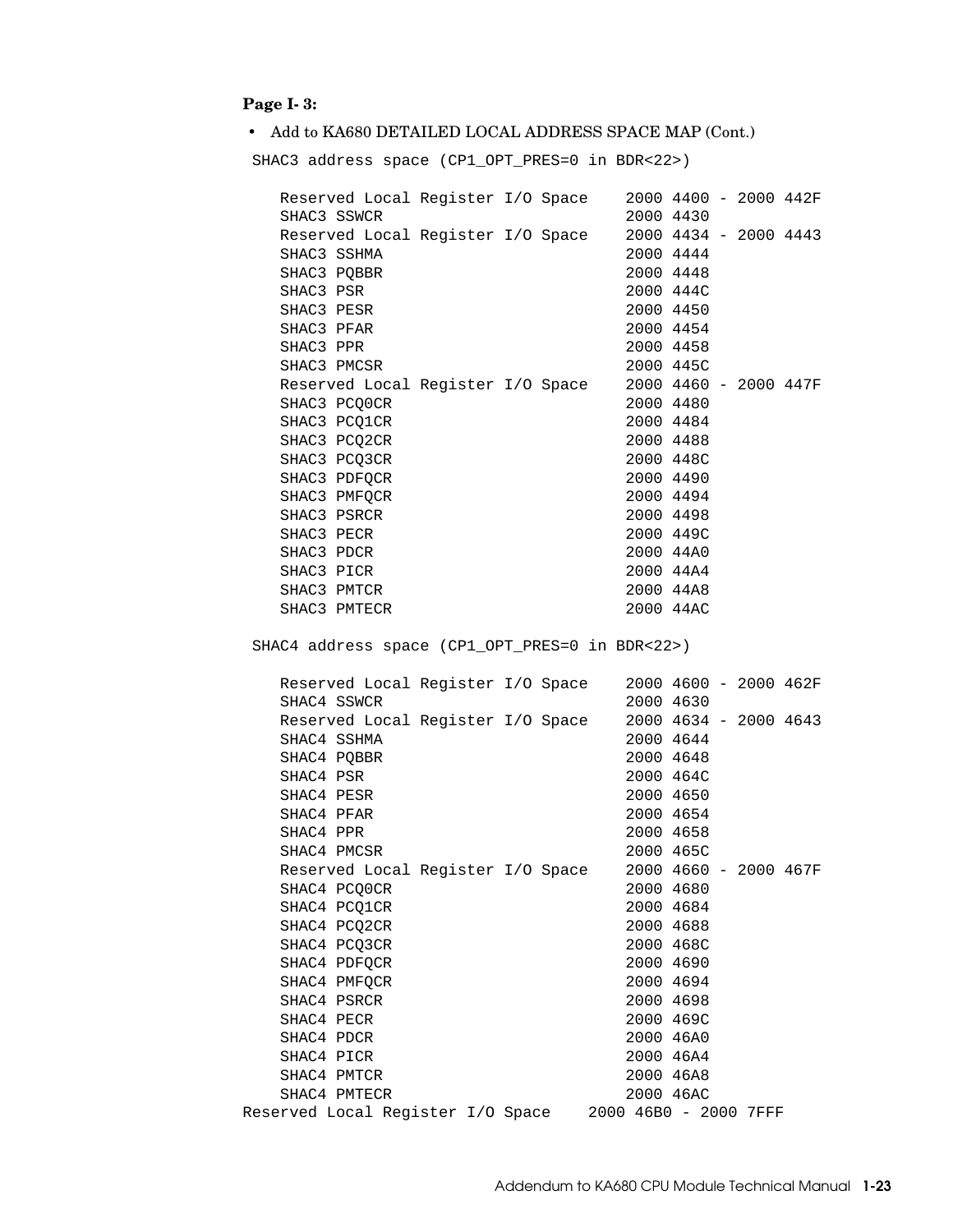**Page I- 3:**

- Add to KA680 DETAILED LOCAL ADDRESS SPACE MAP (Cont.)

```
 SHAC3 address space (CP1_OPT_PRES=0 in BDR<22>)

    Reserved Local Register I/O Space    2000 4400 - 2000 442F
    SHAC3 SSWCR                          2000 4430
    Reserved Local Register I/O Space    2000 4434 - 2000 4443
    SHAC3 SSHMA                          2000 4444
    SHAC3 PQBBR                          2000 4448
    SHAC3 PSR                            2000 444C
    SHAC3 PESR                           2000 4450
    SHAC3 PFAR                           2000 4454
    SHAC3 PPR                            2000 4458
    SHAC3 PMCSR                          2000 445C
    Reserved Local Register I/O Space    2000 4460 - 2000 447F
    SHAC3 PCQ0CR                         2000 4480
    SHAC3 PCQ1CR                         2000 4484
    SHAC3 PCQ2CR                         2000 4488
    SHAC3 PCQ3CR                         2000 448C
    SHAC3 PDFQCR                         2000 4490
    SHAC3 PMFQCR                         2000 4494
    SHAC3 PSRCR                          2000 4498
    SHAC3 PECR                           2000 449C
    SHAC3 PDCR                           2000 44A0
    SHAC3 PICR                           2000 44A4
    SHAC3 PMTCR                          2000 44A8
    SHAC3 PMTECR                         2000 44AC

 SHAC4 address space (CP1_OPT_PRES=0 in BDR<22>)

    Reserved Local Register I/O Space    2000 4600 - 2000 462F
    SHAC4 SSWCR                          2000 4630
    Reserved Local Register I/O Space    2000 4634 - 2000 4643
    SHAC4 SSHMA                          2000 4644
    SHAC4 PQBBR                          2000 4648
    SHAC4 PSR                            2000 464C
    SHAC4 PESR                           2000 4650
    SHAC4 PFAR                           2000 4654
    SHAC4 PPR                            2000 4658
    SHAC4 PMCSR                          2000 465C
    Reserved Local Register I/O Space    2000 4660 - 2000 467F
    SHAC4 PCQ0CR                         2000 4680
    SHAC4 PCQ1CR                         2000 4684
    SHAC4 PCQ2CR                         2000 4688
    SHAC4 PCQ3CR                         2000 468C
    SHAC4 PDFQCR                         2000 4690
    SHAC4 PMFQCR                         2000 4694
    SHAC4 PSRCR                          2000 4698
    SHAC4 PECR                           2000 469C
    SHAC4 PDCR                           2000 46A0
    SHAC4 PICR                           2000 46A4
    SHAC4 PMTCR                          2000 46A8
    SHAC4 PMTECR                         2000 46AC
Reserved Local Register I/O Space    2000 46B0 - 2000 7FFF
```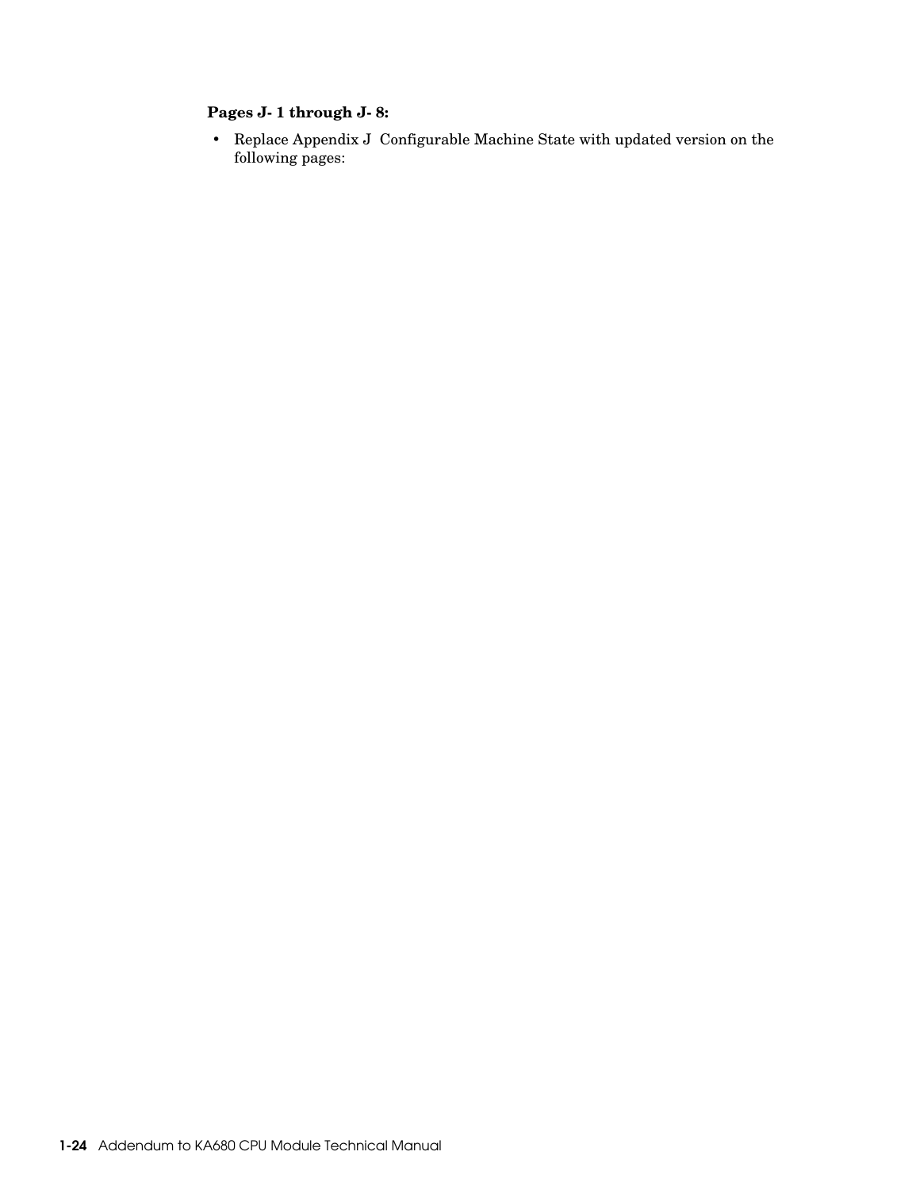**Pages J- 1 through J- 8:**

- Replace Appendix J Configurable Machine State with updated version on the following pages: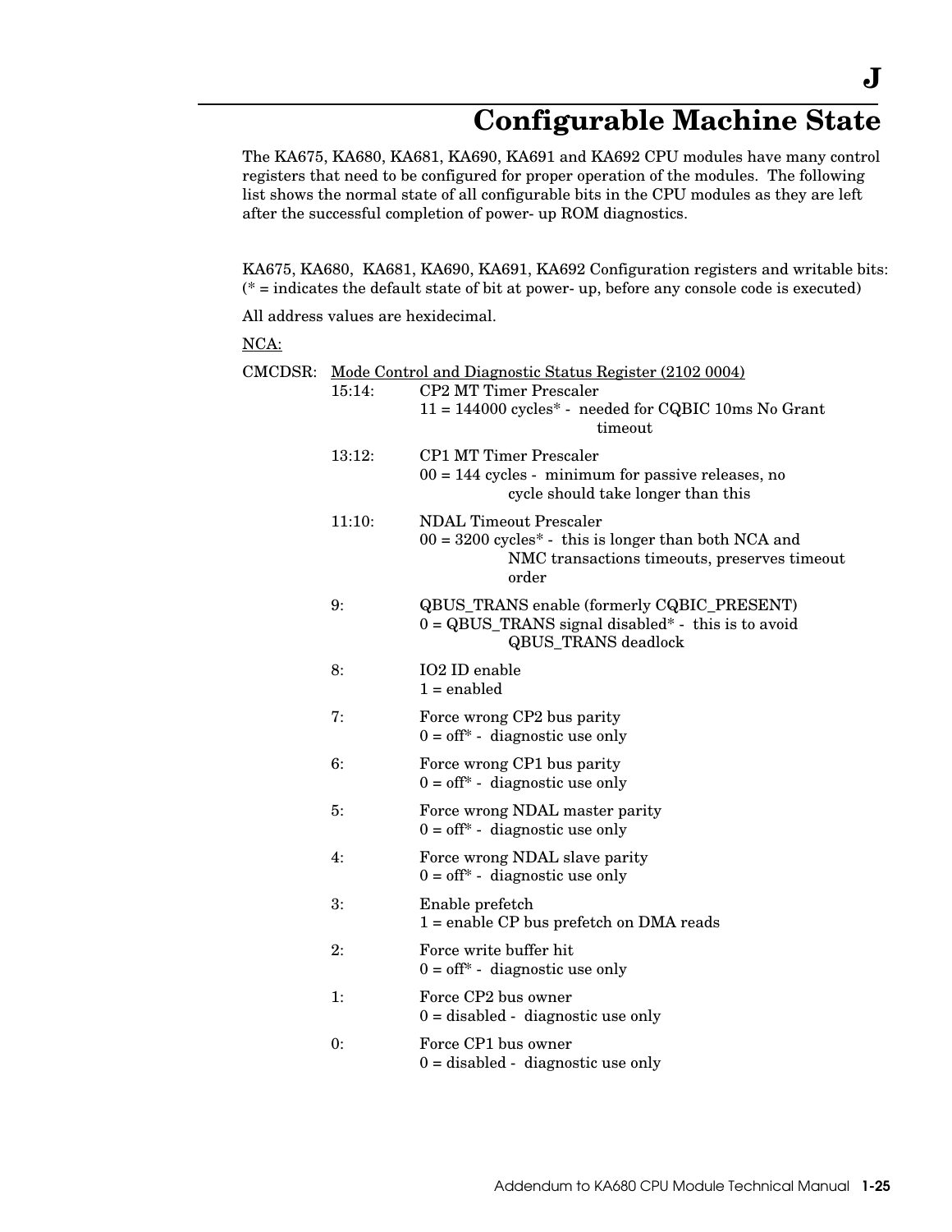# J

# Configurable Machine State

The KA675, KA680, KA681, KA690, KA691 and KA692 CPU modules have many control registers that need to be configured for proper operation of the modules. The following list shows the normal state of all configurable bits in the CPU modules as they are left after the successful completion of power- up ROM diagnostics.

KA675, KA680, KA681, KA690, KA691, KA692 Configuration registers and writable bits:
(* = indicates the default state of bit at power- up, before any console code is executed)

All address values are hexidecimal.

<u>NCA:</u>

CMCDSR: <u>Mode Control and Diagnostic Status Register (2102 0004)</u>

- 15:14: CP2 MT Timer Prescaler
  11 = 144000 cycles* - needed for CQBIC 10ms No Grant timeout
- 13:12: CP1 MT Timer Prescaler
  00 = 144 cycles - minimum for passive releases, no cycle should take longer than this
- 11:10: NDAL Timeout Prescaler
  00 = 3200 cycles* - this is longer than both NCA and NMC transactions timeouts, preserves timeout order
- 9: QBUS_TRANS enable (formerly CQBIC_PRESENT)
  0 = QBUS_TRANS signal disabled* - this is to avoid QBUS_TRANS deadlock
- 8: IO2 ID enable
  1 = enabled
- 7: Force wrong CP2 bus parity
  0 = off* - diagnostic use only
- 6: Force wrong CP1 bus parity
  0 = off* - diagnostic use only
- 5: Force wrong NDAL master parity
  0 = off* - diagnostic use only
- 4: Force wrong NDAL slave parity
  0 = off* - diagnostic use only
- 3: Enable prefetch
  1 = enable CP bus prefetch on DMA reads
- 2: Force write buffer hit
  0 = off* - diagnostic use only
- 1: Force CP2 bus owner
  0 = disabled - diagnostic use only
- 0: Force CP1 bus owner
  0 = disabled - diagnostic use only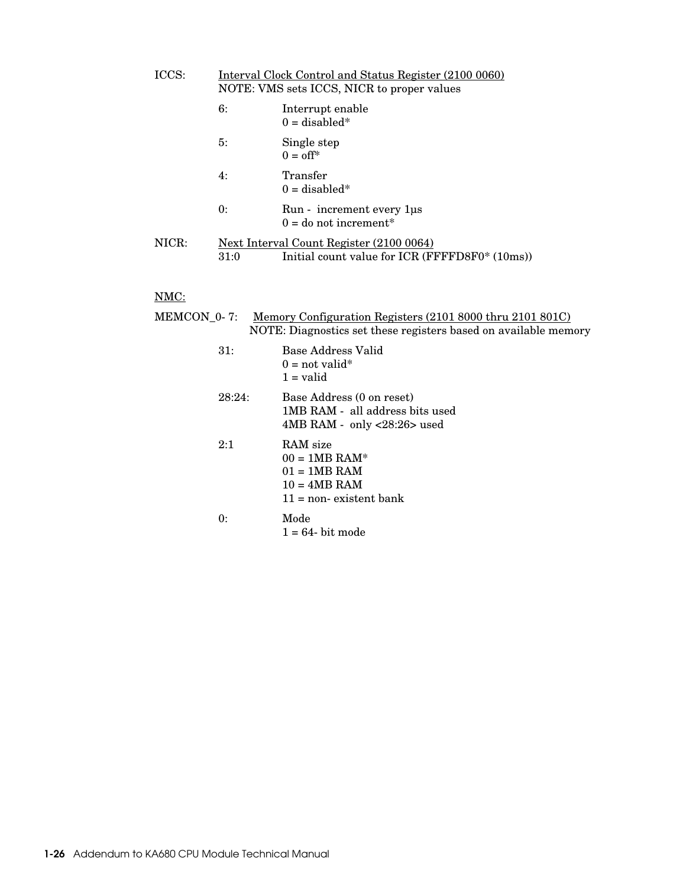ICCS: Interval Clock Control and Status Register (2100 0060)
NOTE: VMS sets ICCS, NICR to proper values

| | |
|---|---|
| 6: | Interrupt enable<br>0 = disabled* |
| 5: | Single step<br>0 = off* |
| 4: | Transfer<br>0 = disabled* |
| 0: | Run - increment every 1µs<br>0 = do not increment* |

NICR: Next Interval Count Register (2100 0064)

| | |
|---|---|
| 31:0 | Initial count value for ICR (FFFFD8F0* (10ms)) |

NMC:

MEMCON_0- 7: Memory Configuration Registers (2101 8000 thru 2101 801C)
NOTE: Diagnostics set these registers based on available memory

| | |
|---|---|
| 31: | Base Address Valid<br>0 = not valid*<br>1 = valid |
| 28:24: | Base Address (0 on reset)<br>1MB RAM - all address bits used<br>4MB RAM - only <28:26> used |
| 2:1 | RAM size<br>00 = 1MB RAM*<br>01 = 1MB RAM<br>10 = 4MB RAM<br>11 = non- existent bank |
| 0: | Mode<br>1 = 64- bit mode |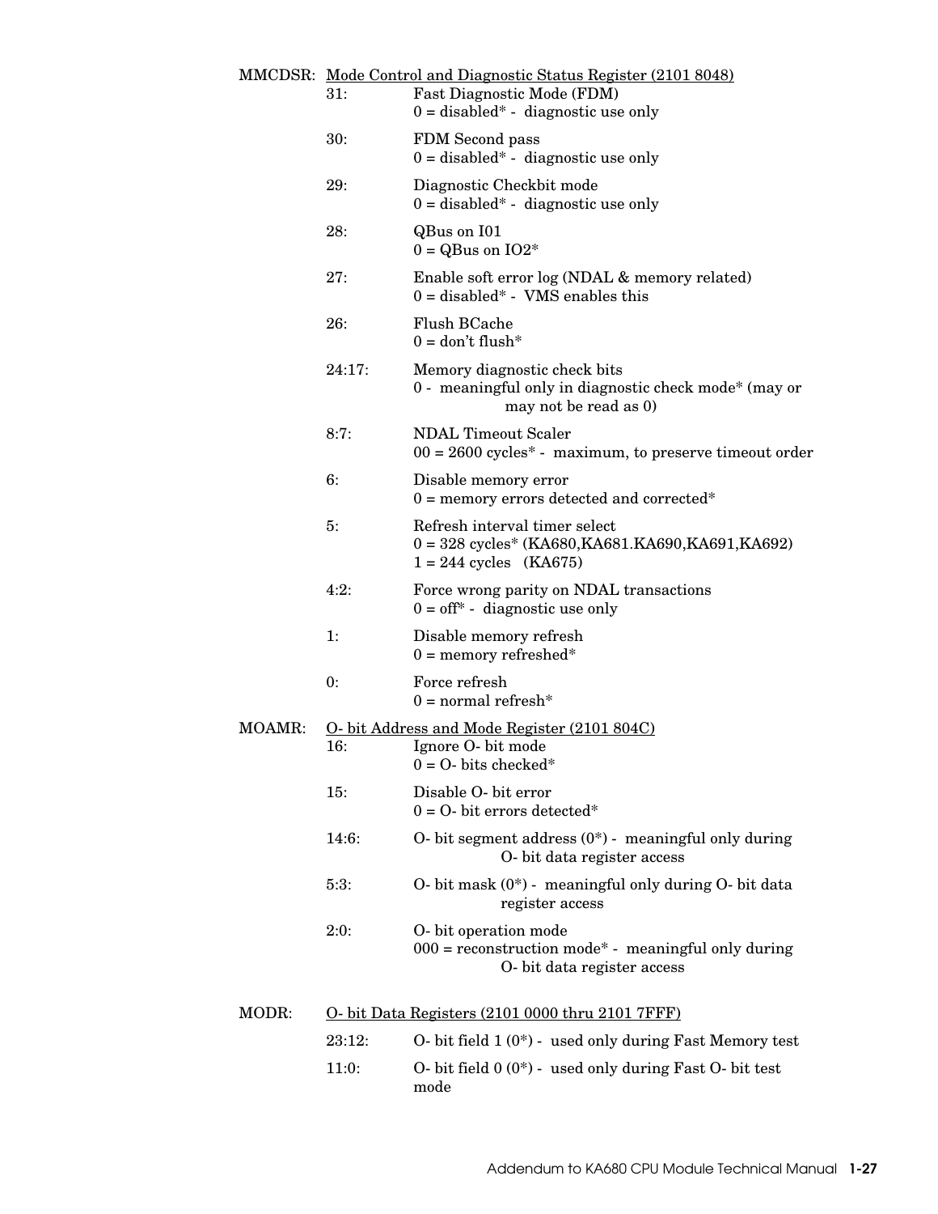**MMCDSR:** <u>Mode Control and Diagnostic Status Register (2101 8048)</u>

| Bits | Description |
|---|---|
| 31: | Fast Diagnostic Mode (FDM)<br>0 = disabled* - diagnostic use only |
| 30: | FDM Second pass<br>0 = disabled* - diagnostic use only |
| 29: | Diagnostic Checkbit mode<br>0 = disabled* - diagnostic use only |
| 28: | QBus on I01<br>0 = QBus on IO2* |
| 27: | Enable soft error log (NDAL & memory related)<br>0 = disabled* - VMS enables this |
| 26: | Flush BCache<br>0 = don't flush* |
| 24:17: | Memory diagnostic check bits<br>0 - meaningful only in diagnostic check mode* (may or may not be read as 0) |
| 8:7: | NDAL Timeout Scaler<br>00 = 2600 cycles* - maximum, to preserve timeout order |
| 6: | Disable memory error<br>0 = memory errors detected and corrected* |
| 5: | Refresh interval timer select<br>0 = 328 cycles* (KA680,KA681.KA690,KA691,KA692)<br>1 = 244 cycles (KA675) |
| 4:2: | Force wrong parity on NDAL transactions<br>0 = off* - diagnostic use only |
| 1: | Disable memory refresh<br>0 = memory refreshed* |
| 0: | Force refresh<br>0 = normal refresh* |

**MOAMR:** <u>O- bit Address and Mode Register (2101 804C)</u>

| Bits | Description |
|---|---|
| 16: | Ignore O- bit mode<br>0 = O- bits checked* |
| 15: | Disable O- bit error<br>0 = O- bit errors detected* |
| 14:6: | O- bit segment address (0*) - meaningful only during O- bit data register access |
| 5:3: | O- bit mask (0*) - meaningful only during O- bit data register access |
| 2:0: | O- bit operation mode<br>000 = reconstruction mode* - meaningful only during O- bit data register access |

**MODR:** <u>O- bit Data Registers (2101 0000 thru 2101 7FFF)</u>

| Bits | Description |
|---|---|
| 23:12: | O- bit field 1 (0*) - used only during Fast Memory test |
| 11:0: | O- bit field 0 (0*) - used only during Fast O- bit test mode |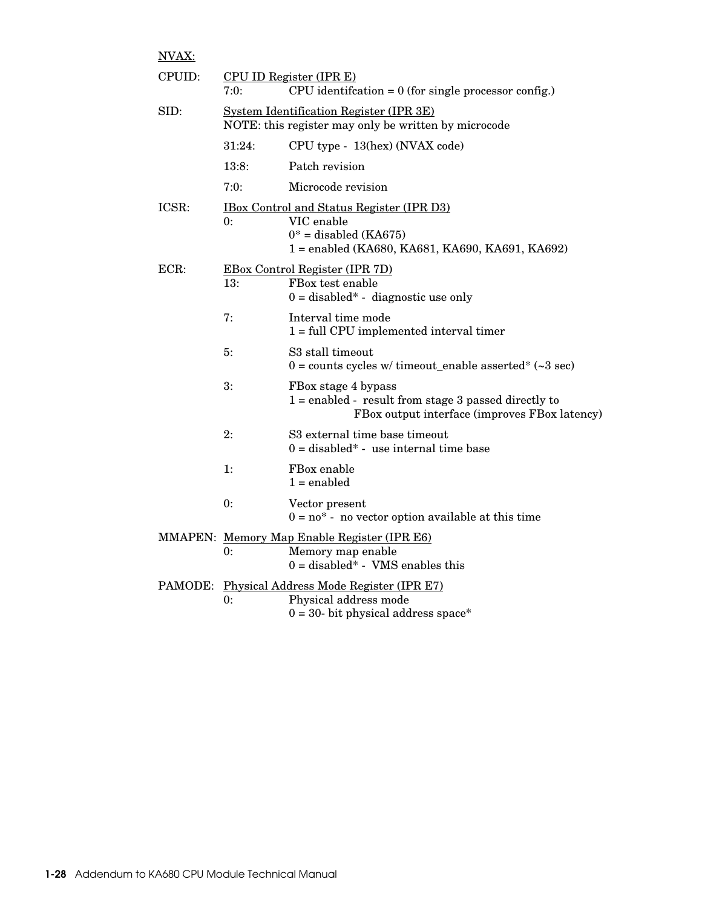NVAX:

CPUID: CPU ID Register (IPR E)

- 7:0: CPU identifcation = 0 (for single processor config.)

SID: System Identification Register (IPR 3E)
NOTE: this register may only be written by microcode

- 31:24: CPU type - 13(hex) (NVAX code)
- 13:8: Patch revision
- 7:0: Microcode revision

ICSR: IBox Control and Status Register (IPR D3)

- 0: VIC enable
  0* = disabled (KA675)
  1 = enabled (KA680, KA681, KA690, KA691, KA692)

ECR: EBox Control Register (IPR 7D)

- 13: FBox test enable
  0 = disabled* - diagnostic use only
- 7: Interval time mode
  1 = full CPU implemented interval timer
- 5: S3 stall timeout
  0 = counts cycles w/ timeout_enable asserted* (~3 sec)
- 3: FBox stage 4 bypass
  1 = enabled - result from stage 3 passed directly to FBox output interface (improves FBox latency)
- 2: S3 external time base timeout
  0 = disabled* - use internal time base
- 1: FBox enable
  1 = enabled
- 0: Vector present
  0 = no* - no vector option available at this time

MMAPEN: Memory Map Enable Register (IPR E6)

- 0: Memory map enable
  0 = disabled* - VMS enables this

PAMODE: Physical Address Mode Register (IPR E7)

- 0: Physical address mode
  0 = 30- bit physical address space*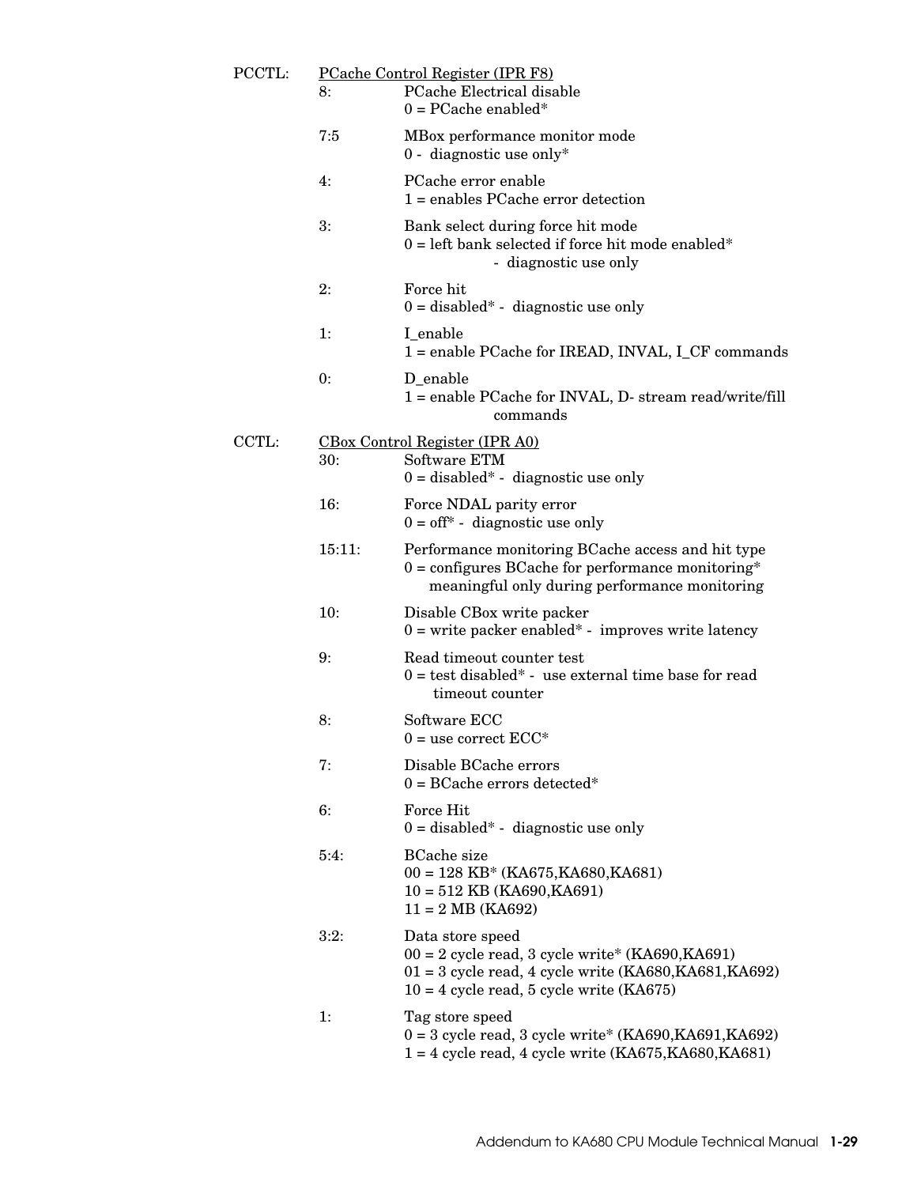PCCTL: PCache Control Register (IPR F8)

| Bit | Description |
|---|---|
| 8: | PCache Electrical disable<br>0 = PCache enabled* |
| 7:5 | MBox performance monitor mode<br>0 - diagnostic use only* |
| 4: | PCache error enable<br>1 = enables PCache error detection |
| 3: | Bank select during force hit mode<br>0 = left bank selected if force hit mode enabled* - diagnostic use only |
| 2: | Force hit<br>0 = disabled* - diagnostic use only |
| 1: | I_enable<br>1 = enable PCache for IREAD, INVAL, I_CF commands |
| 0: | D_enable<br>1 = enable PCache for INVAL, D- stream read/write/fill commands |

CCTL: CBox Control Register (IPR A0)

| Bit | Description |
|---|---|
| 30: | Software ETM<br>0 = disabled* - diagnostic use only |
| 16: | Force NDAL parity error<br>0 = off* - diagnostic use only |
| 15:11: | Performance monitoring BCache access and hit type<br>0 = configures BCache for performance monitoring* meaningful only during performance monitoring |
| 10: | Disable CBox write packer<br>0 = write packer enabled* - improves write latency |
| 9: | Read timeout counter test<br>0 = test disabled* - use external time base for read timeout counter |
| 8: | Software ECC<br>0 = use correct ECC* |
| 7: | Disable BCache errors<br>0 = BCache errors detected* |
| 6: | Force Hit<br>0 = disabled* - diagnostic use only |
| 5:4: | BCache size<br>00 = 128 KB* (KA675,KA680,KA681)<br>10 = 512 KB (KA690,KA691)<br>11 = 2 MB (KA692) |
| 3:2: | Data store speed<br>00 = 2 cycle read, 3 cycle write* (KA690,KA691)<br>01 = 3 cycle read, 4 cycle write (KA680,KA681,KA692)<br>10 = 4 cycle read, 5 cycle write (KA675) |
| 1: | Tag store speed<br>0 = 3 cycle read, 3 cycle write* (KA690,KA691,KA692)<br>1 = 4 cycle read, 4 cycle write (KA675,KA680,KA681) |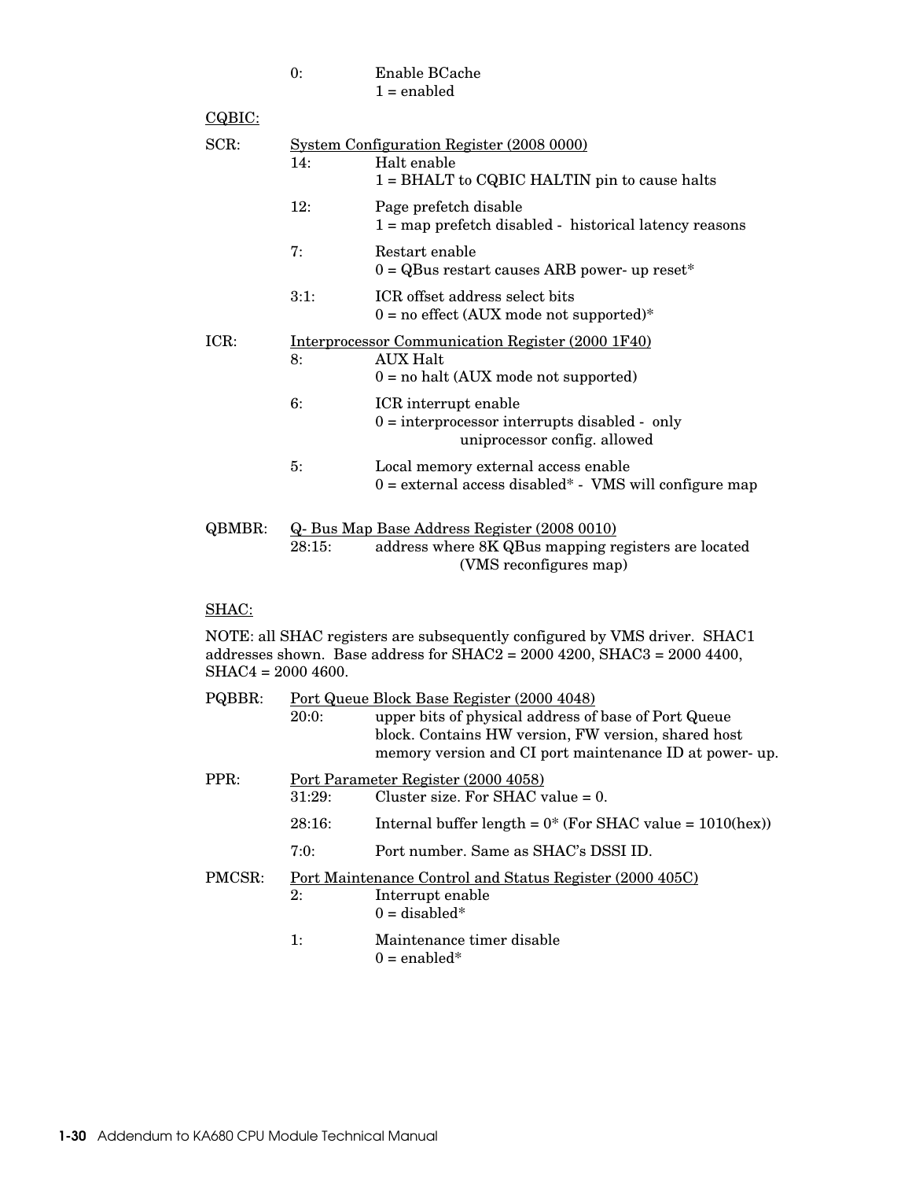0: Enable BCache
1 = enabled

CQBIC:

SCR: System Configuration Register (2008 0000)

- 14: Halt enable
  1 = BHALT to CQBIC HALTIN pin to cause halts
- 12: Page prefetch disable
  1 = map prefetch disabled - historical latency reasons
- 7: Restart enable
  0 = QBus restart causes ARB power- up reset*
- 3:1: ICR offset address select bits
  0 = no effect (AUX mode not supported)*

ICR: Interprocessor Communication Register (2000 1F40)

- 8: AUX Halt
  0 = no halt (AUX mode not supported)
- 6: ICR interrupt enable
  0 = interprocessor interrupts disabled - only uniprocessor config. allowed
- 5: Local memory external access enable
  0 = external access disabled* - VMS will configure map

QBMBR: Q- Bus Map Base Address Register (2008 0010)

- 28:15: address where 8K QBus mapping registers are located (VMS reconfigures map)

SHAC:

NOTE: all SHAC registers are subsequently configured by VMS driver. SHAC1 addresses shown. Base address for SHAC2 = 2000 4200, SHAC3 = 2000 4400, SHAC4 = 2000 4600.

PQBBR: Port Queue Block Base Register (2000 4048)

- 20:0: upper bits of physical address of base of Port Queue block. Contains HW version, FW version, shared host memory version and CI port maintenance ID at power- up.

PPR: Port Parameter Register (2000 4058)

- 31:29: Cluster size. For SHAC value = 0.
- 28:16: Internal buffer length = 0* (For SHAC value = 1010(hex))
- 7:0: Port number. Same as SHAC's DSSI ID.

PMCSR: Port Maintenance Control and Status Register (2000 405C)

- 2: Interrupt enable
  0 = disabled*
- 1: Maintenance timer disable
  0 = enabled*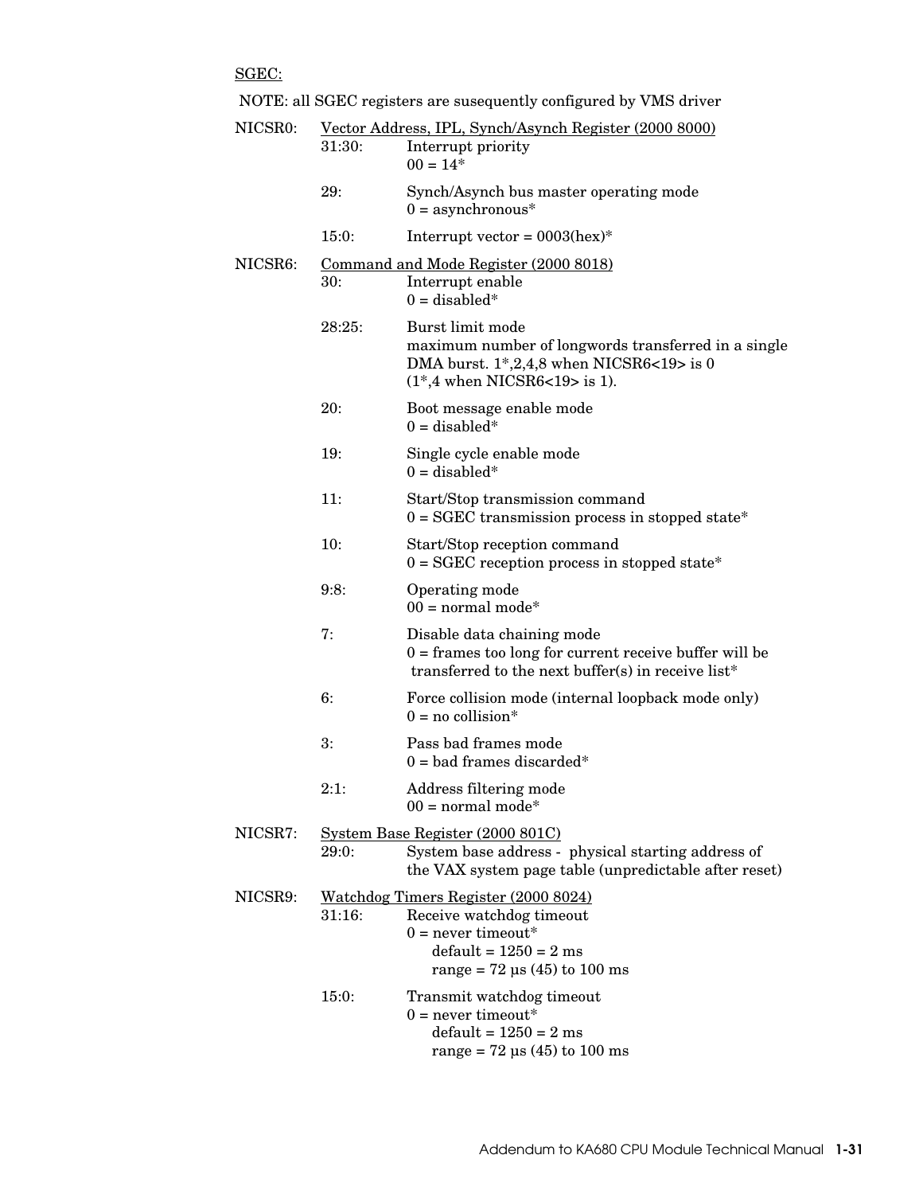SGEC:

NOTE: all SGEC registers are susequently configured by VMS driver

NICSR0: Vector Address, IPL, Synch/Asynch Register (2000 8000)

31:30: Interrupt priority
00 = 14*

29: Synch/Asynch bus master operating mode
0 = asynchronous*

15:0: Interrupt vector = 0003(hex)*

NICSR6: Command and Mode Register (2000 8018)

30: Interrupt enable
0 = disabled*

28:25: Burst limit mode
maximum number of longwords transferred in a single DMA burst. 1*,2,4,8 when NICSR6<19> is 0 (1*,4 when NICSR6<19> is 1).

20: Boot message enable mode
0 = disabled*

19: Single cycle enable mode
0 = disabled*

11: Start/Stop transmission command
0 = SGEC transmission process in stopped state*

10: Start/Stop reception command
0 = SGEC reception process in stopped state*

9:8: Operating mode
00 = normal mode*

7: Disable data chaining mode
0 = frames too long for current receive buffer will be transferred to the next buffer(s) in receive list*

6: Force collision mode (internal loopback mode only)
0 = no collision*

3: Pass bad frames mode
0 = bad frames discarded*

2:1: Address filtering mode
00 = normal mode*

NICSR7: System Base Register (2000 801C)

29:0: System base address - physical starting address of the VAX system page table (unpredictable after reset)

NICSR9: Watchdog Timers Register (2000 8024)

31:16: Receive watchdog timeout
0 = never timeout*
default = 1250 = 2 ms
range = 72 µs (45) to 100 ms

15:0: Transmit watchdog timeout
0 = never timeout*
default = 1250 = 2 ms
range = 72 µs (45) to 100 ms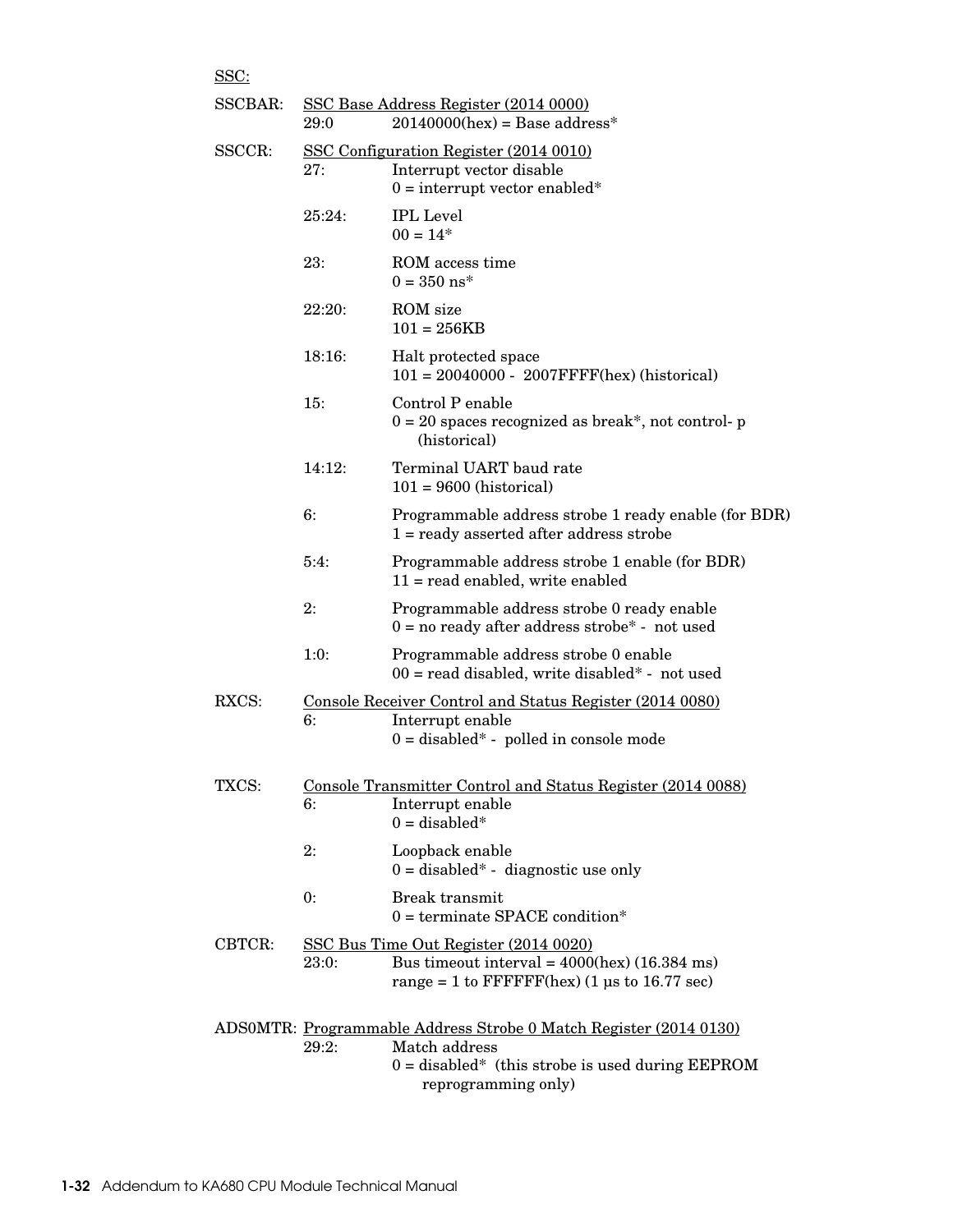SSC:

SSCBAR: SSC Base Address Register (2014 0000)

| | |
|---|---|
| 29:0 | 20140000(hex) = Base address* |

SSCCR: SSC Configuration Register (2014 0010)

| | |
|---|---|
| 27: | Interrupt vector disable<br>0 = interrupt vector enabled* |
| 25:24: | IPL Level<br>00 = 14* |
| 23: | ROM access time<br>0 = 350 ns* |
| 22:20: | ROM size<br>101 = 256KB |
| 18:16: | Halt protected space<br>101 = 20040000 - 2007FFFF(hex) (historical) |
| 15: | Control P enable<br>0 = 20 spaces recognized as break*, not control- p (historical) |
| 14:12: | Terminal UART baud rate<br>101 = 9600 (historical) |
| 6: | Programmable address strobe 1 ready enable (for BDR)<br>1 = ready asserted after address strobe |
| 5:4: | Programmable address strobe 1 enable (for BDR)<br>11 = read enabled, write enabled |
| 2: | Programmable address strobe 0 ready enable<br>0 = no ready after address strobe* - not used |
| 1:0: | Programmable address strobe 0 enable<br>00 = read disabled, write disabled* - not used |

RXCS: Console Receiver Control and Status Register (2014 0080)

| | |
|---|---|
| 6: | Interrupt enable<br>0 = disabled* - polled in console mode |

TXCS: Console Transmitter Control and Status Register (2014 0088)

| | |
|---|---|
| 6: | Interrupt enable<br>0 = disabled* |
| 2: | Loopback enable<br>0 = disabled* - diagnostic use only |
| 0: | Break transmit<br>0 = terminate SPACE condition* |

CBTCR: SSC Bus Time Out Register (2014 0020)

| | |
|---|---|
| 23:0: | Bus timeout interval = 4000(hex) (16.384 ms)<br>range = 1 to FFFFFF(hex) (1 µs to 16.77 sec) |

ADS0MTR: Programmable Address Strobe 0 Match Register (2014 0130)

| | |
|---|---|
| 29:2: | Match address<br>0 = disabled* (this strobe is used during EEPROM reprogramming only) |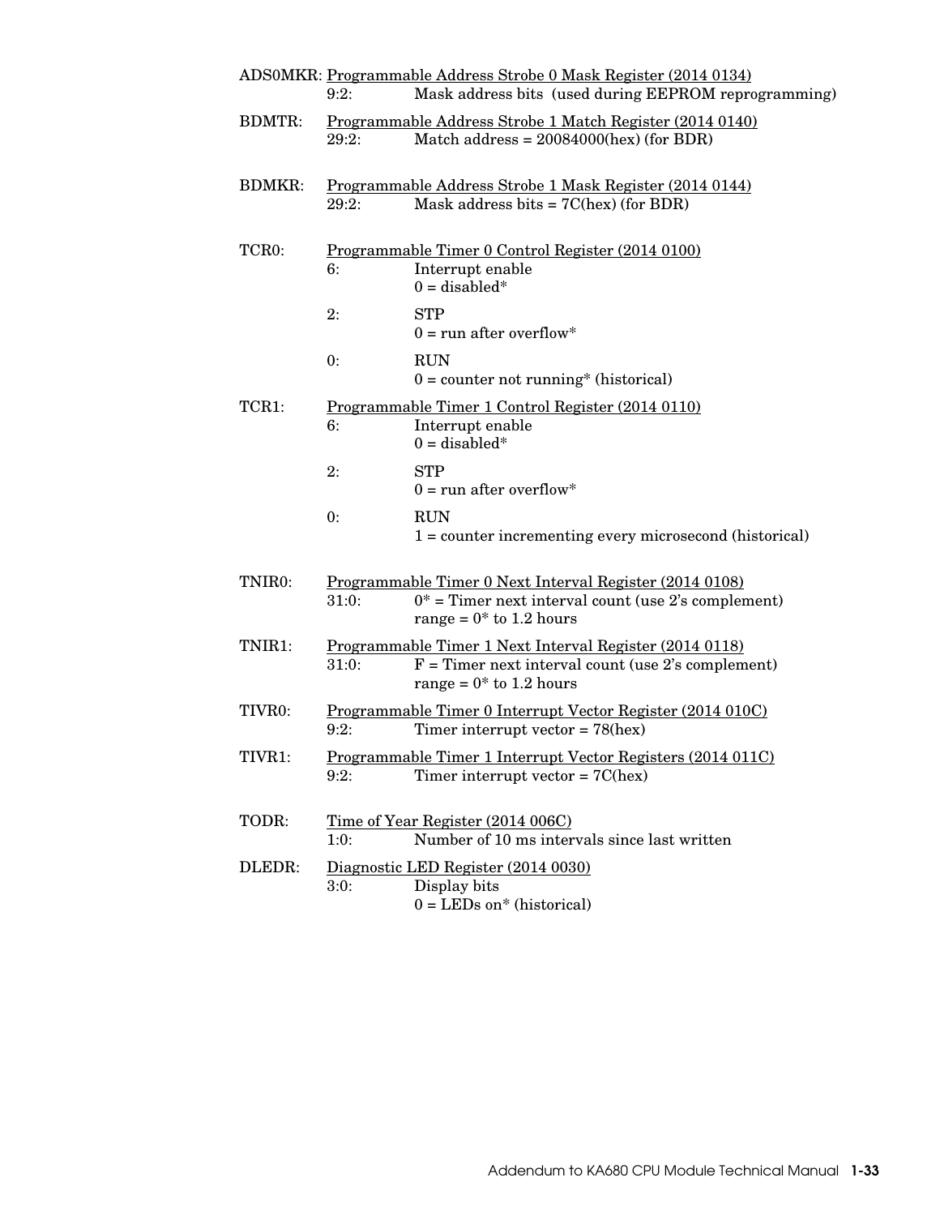ADS0MKR: Programmable Address Strobe 0 Mask Register (2014 0134)

9:2: Mask address bits (used during EEPROM reprogramming)

BDMTR: Programmable Address Strobe 1 Match Register (2014 0140)

29:2: Match address = 20084000(hex) (for BDR)

BDMKR: Programmable Address Strobe 1 Mask Register (2014 0144)

29:2: Mask address bits = 7C(hex) (for BDR)

TCR0: Programmable Timer 0 Control Register (2014 0100)

6: Interrupt enable
0 = disabled*

2: STP
0 = run after overflow*

0: RUN
0 = counter not running* (historical)

TCR1: Programmable Timer 1 Control Register (2014 0110)

6: Interrupt enable
0 = disabled*

2: STP
0 = run after overflow*

0: RUN
1 = counter incrementing every microsecond (historical)

TNIR0: Programmable Timer 0 Next Interval Register (2014 0108)

31:0: 0* = Timer next interval count (use 2's complement)
range = 0* to 1.2 hours

TNIR1: Programmable Timer 1 Next Interval Register (2014 0118)

31:0: F = Timer next interval count (use 2's complement)
range = 0* to 1.2 hours

TIVR0: Programmable Timer 0 Interrupt Vector Register (2014 010C)

9:2: Timer interrupt vector = 78(hex)

TIVR1: Programmable Timer 1 Interrupt Vector Registers (2014 011C)

9:2: Timer interrupt vector = 7C(hex)

TODR: Time of Year Register (2014 006C)

1:0: Number of 10 ms intervals since last written

DLEDR: Diagnostic LED Register (2014 0030)

3:0: Display bits
0 = LEDs on* (historical)